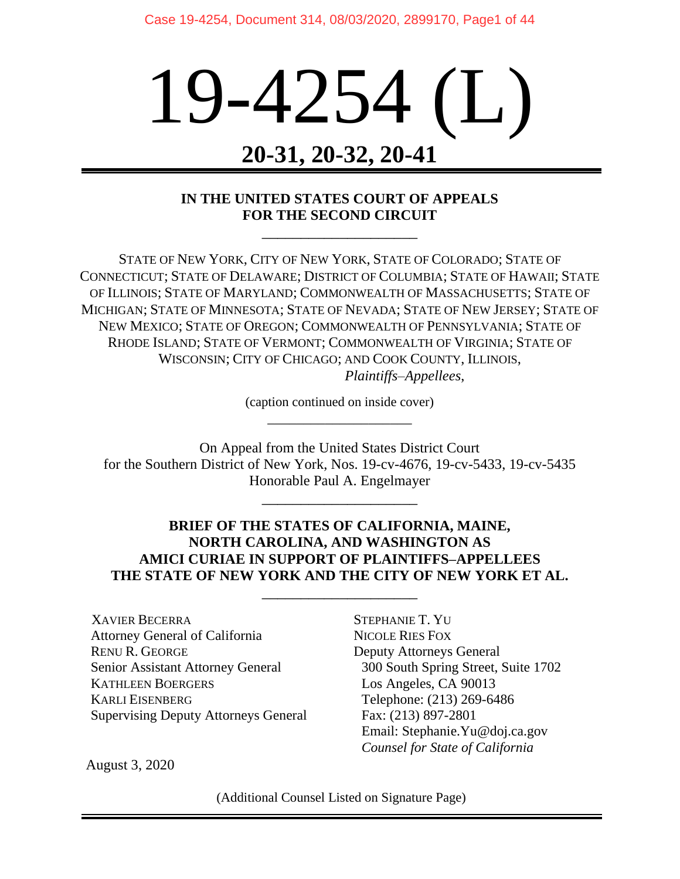# 19-4254 (L)

## 20-31, 20-32, 20-41

---

**IN THE UNITED STATES COURT OF APPEALS FOR THE SECOND CIRCUIT**

---

STATE OF NEW YORK, CITY OF NEW YORK, STATE OF COLORADO; STATE OF CONNECTICUT; STATE OF DELAWARE; DISTRICT OF COLUMBIA; STATE OF HAWAII; STATE OF ILLINOIS; STATE OF MARYLAND; COMMONWEALTH OF MASSACHUSETTS; STATE OF MICHIGAN; STATE OF MINNESOTA; STATE OF NEVADA; STATE OF NEW JERSEY; STATE OF NEW MEXICO; STATE OF OREGON; COMMONWEALTH OF PENNSYLVANIA; STATE OF RHODE ISLAND; STATE OF VERMONT; COMMONWEALTH OF VIRGINIA; STATE OF WISCONSIN; CITY OF CHICAGO; AND COOK COUNTY, ILLINOIS,

*Plaintiffs–Appellees*,

(caption continued on inside cover)

---

On Appeal from the United States District Court for the Southern District of New York, Nos. 19-cv-4676, 19-cv-5433, 19-cv-5435
Honorable Paul A. Engelmayer

---

**BRIEF OF THE STATES OF CALIFORNIA, MAINE, NORTH CAROLINA, AND WASHINGTON AS AMICI CURIAE IN SUPPORT OF PLAINTIFFS–APPELLEES THE STATE OF NEW YORK AND THE CITY OF NEW YORK ET AL.**

---

XAVIER BECERRA
Attorney General of California
RENU R. GEORGE
Senior Assistant Attorney General
KATHLEEN BOERGERS
KARLI EISENBERG
Supervising Deputy Attorneys General

STEPHANIE T. YU
NICOLE RIES FOX
Deputy Attorneys General
300 South Spring Street, Suite 1702
Los Angeles, CA 90013
Telephone: (213) 269-6486
Fax: (213) 897-2801
Email: Stephanie.Yu@doj.ca.gov
*Counsel for State of California*

August 3, 2020

(Additional Counsel Listed on Signature Page)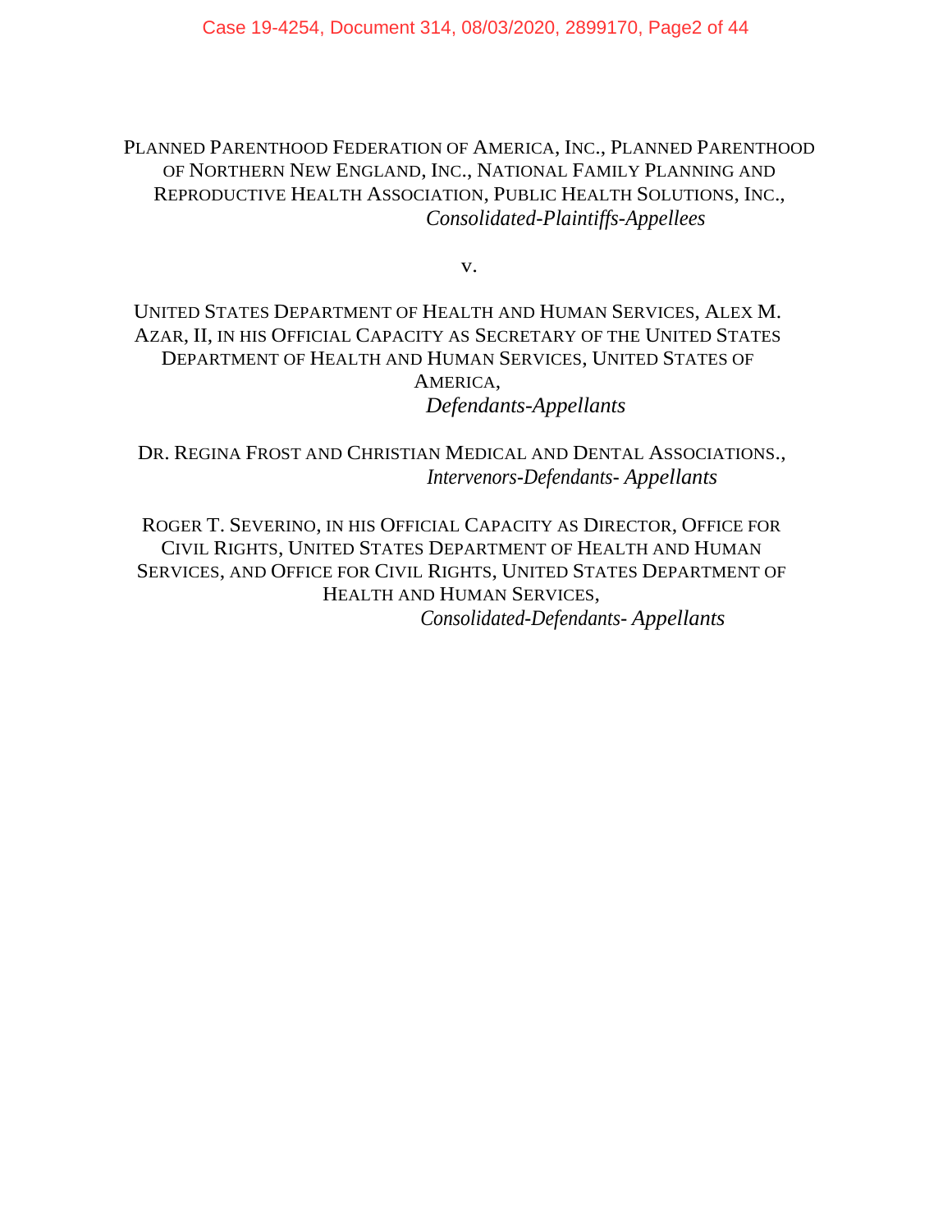PLANNED PARENTHOOD FEDERATION OF AMERICA, INC., PLANNED PARENTHOOD OF NORTHERN NEW ENGLAND, INC., NATIONAL FAMILY PLANNING AND REPRODUCTIVE HEALTH ASSOCIATION, PUBLIC HEALTH SOLUTIONS, INC.,

*Consolidated-Plaintiffs-Appellees*

v.

UNITED STATES DEPARTMENT OF HEALTH AND HUMAN SERVICES, ALEX M. AZAR, II, IN HIS OFFICIAL CAPACITY AS SECRETARY OF THE UNITED STATES DEPARTMENT OF HEALTH AND HUMAN SERVICES, UNITED STATES OF AMERICA,

*Defendants-Appellants*

DR. REGINA FROST AND CHRISTIAN MEDICAL AND DENTAL ASSOCIATIONS.,

*Intervenors-Defendants- Appellants*

ROGER T. SEVERINO, IN HIS OFFICIAL CAPACITY AS DIRECTOR, OFFICE FOR CIVIL RIGHTS, UNITED STATES DEPARTMENT OF HEALTH AND HUMAN SERVICES, AND OFFICE FOR CIVIL RIGHTS, UNITED STATES DEPARTMENT OF HEALTH AND HUMAN SERVICES,

*Consolidated-Defendants- Appellants*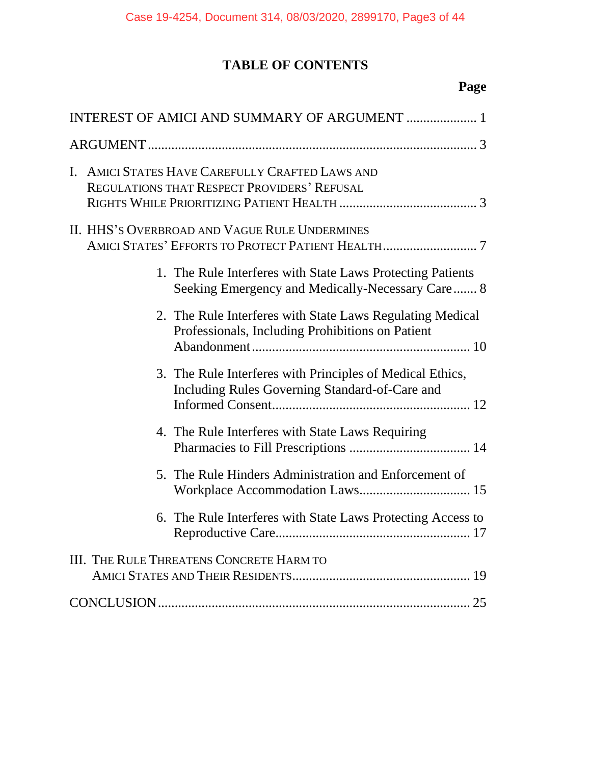# TABLE OF CONTENTS

**Page**

INTEREST OF AMICI AND SUMMARY OF ARGUMENT ..................... 1

ARGUMENT ................................................................................................ 3

I. Amici States Have Carefully Crafted Laws and Regulations that Respect Providers' Refusal Rights While Prioritizing Patient Health ........................................ 3

II. HHS's Overbroad and Vague Rule Undermines Amici States' Efforts to Protect Patient Health ........................... 7

1. The Rule Interferes with State Laws Protecting Patients Seeking Emergency and Medically-Necessary Care ....... 8

2. The Rule Interferes with State Laws Regulating Medical Professionals, Including Prohibitions on Patient Abandonment ................................................................ 10

3. The Rule Interferes with Principles of Medical Ethics, Including Rules Governing Standard-of-Care and Informed Consent.......................................................... 12

4. The Rule Interferes with State Laws Requiring Pharmacies to Fill Prescriptions ................................... 14

5. The Rule Hinders Administration and Enforcement of Workplace Accommodation Laws................................ 15

6. The Rule Interferes with State Laws Protecting Access to Reproductive Care......................................................... 17

III. The Rule Threatens Concrete Harm to Amici States and Their Residents.................................................... 19

CONCLUSION ........................................................................................... 25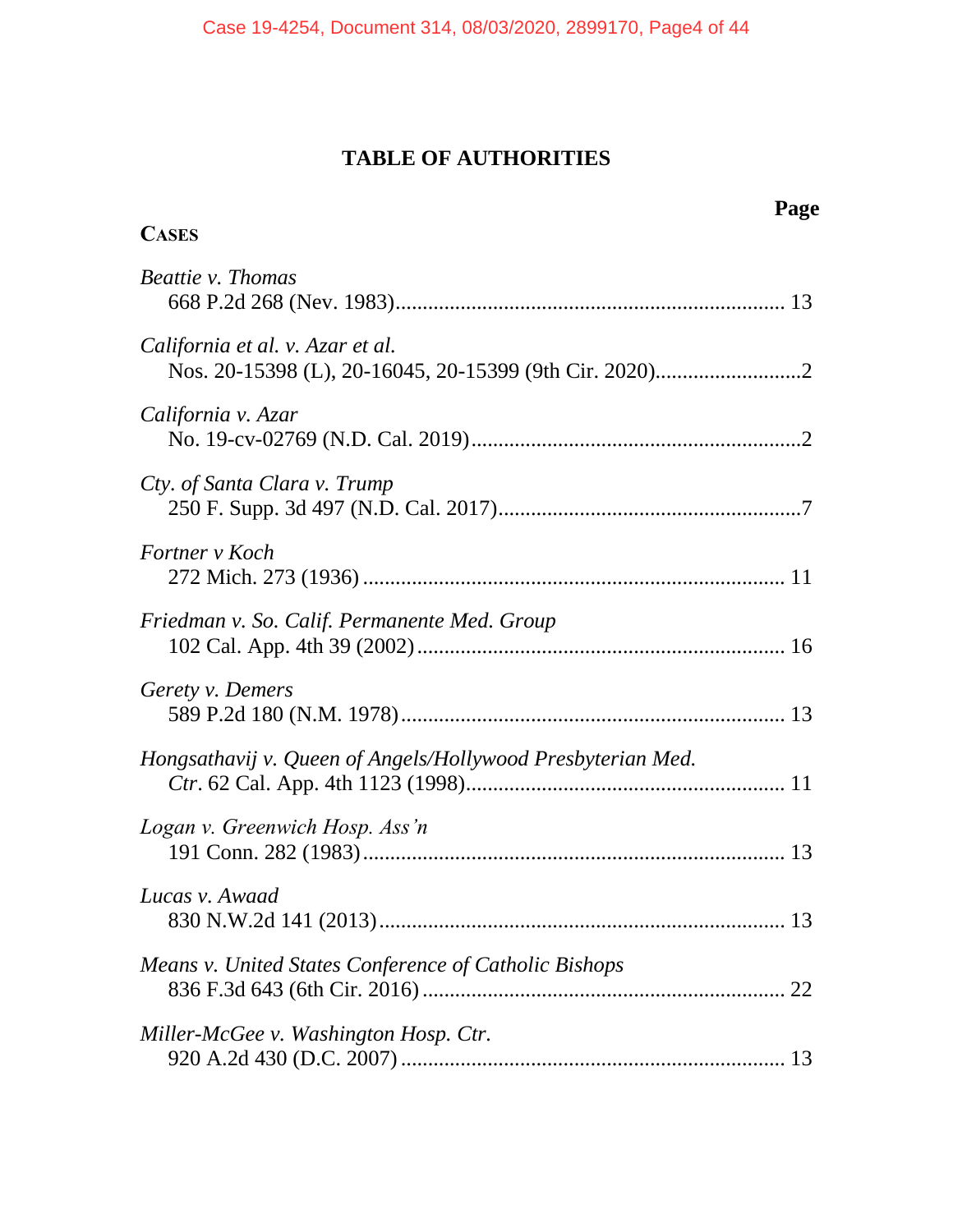# TABLE OF AUTHORITIES

**Page**

**CASES**

*Beattie v. Thomas*
668 P.2d 268 (Nev. 1983)........................................................................ 13

*California et al. v. Azar et al.*
Nos. 20-15398 (L), 20-16045, 20-15399 (9th Cir. 2020)...........................2

*California v. Azar*
No. 19-cv-02769 (N.D. Cal. 2019).............................................................2

*Cty. of Santa Clara v. Trump*
250 F. Supp. 3d 497 (N.D. Cal. 2017)........................................................7

*Fortner v Koch*
272 Mich. 273 (1936) .............................................................................. 11

*Friedman v. So. Calif. Permanente Med. Group*
102 Cal. App. 4th 39 (2002).................................................................... 16

*Gerety v. Demers*
589 P.2d 180 (N.M. 1978)....................................................................... 13

*Hongsathavij v. Queen of Angels/Hollywood Presbyterian Med. Ctr*. 62 Cal. App. 4th 1123 (1998).......................................................... 11

*Logan v. Greenwich Hosp. Ass'n*
191 Conn. 282 (1983).............................................................................. 13

*Lucas v. Awaad*
830 N.W.2d 141 (2013)........................................................................... 13

*Means v. United States Conference of Catholic Bishops*
836 F.3d 643 (6th Cir. 2016) .................................................................. 22

*Miller-McGee v. Washington Hosp. Ctr.*
920 A.2d 430 (D.C. 2007)....................................................................... 13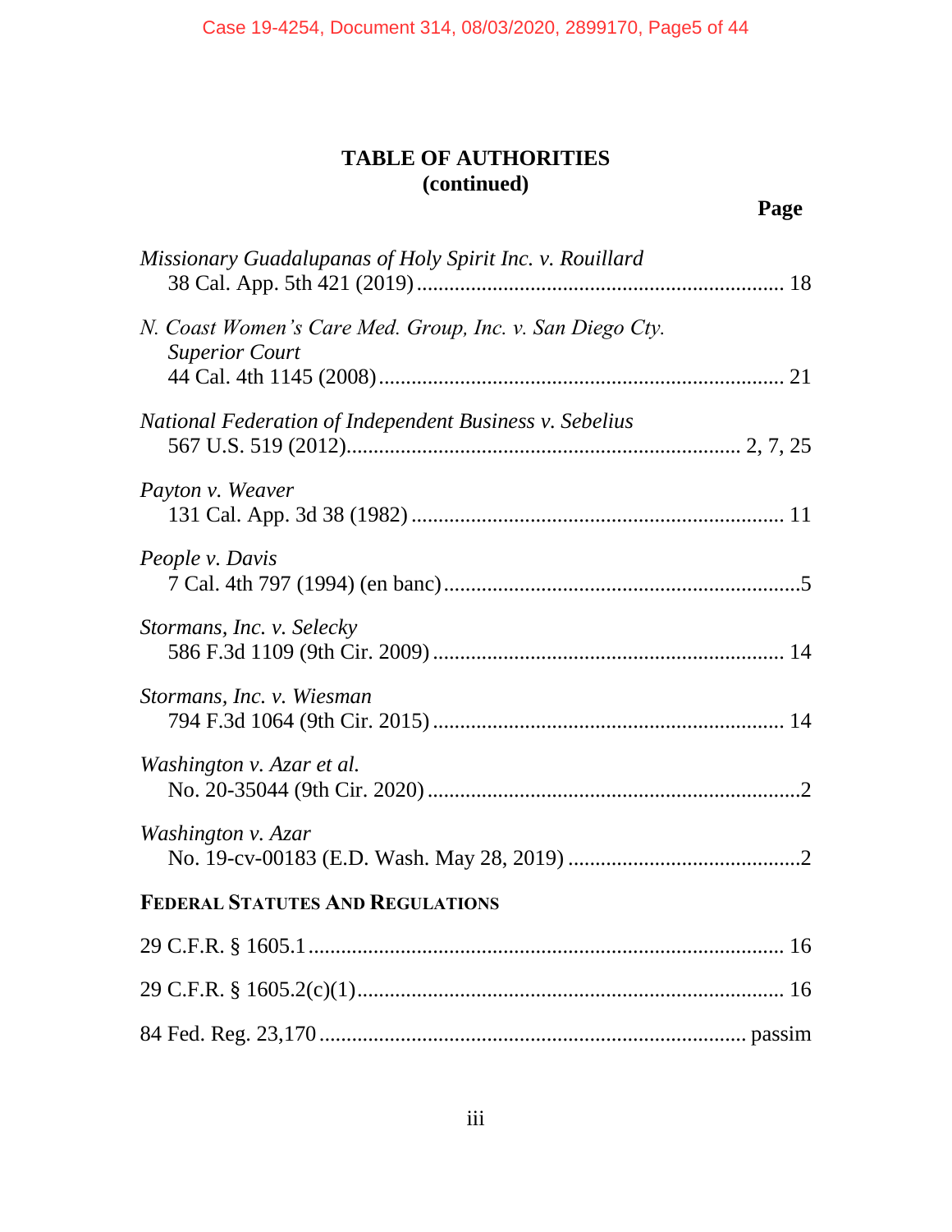# TABLE OF AUTHORITIES (continued)

**Page**

*Missionary Guadalupanas of Holy Spirit Inc. v. Rouillard*
38 Cal. App. 5th 421 (2019) .......... 18

*N. Coast Women's Care Med. Group, Inc. v. San Diego Cty. Superior Court*
44 Cal. 4th 1145 (2008) .......... 21

*National Federation of Independent Business v. Sebelius*
567 U.S. 519 (2012) .......... 2, 7, 25

*Payton v. Weaver*
131 Cal. App. 3d 38 (1982) .......... 11

*People v. Davis*
7 Cal. 4th 797 (1994) (en banc) .......... 5

*Stormans, Inc. v. Selecky*
586 F.3d 1109 (9th Cir. 2009) .......... 14

*Stormans, Inc. v. Wiesman*
794 F.3d 1064 (9th Cir. 2015) .......... 14

*Washington v. Azar et al.*
No. 20-35044 (9th Cir. 2020) .......... 2

*Washington v. Azar*
No. 19-cv-00183 (E.D. Wash. May 28, 2019) .......... 2

**FEDERAL STATUTES AND REGULATIONS**

29 C.F.R. § 1605.1 .......... 16

29 C.F.R. § 1605.2(c)(1) .......... 16

84 Fed. Reg. 23,170 .......... passim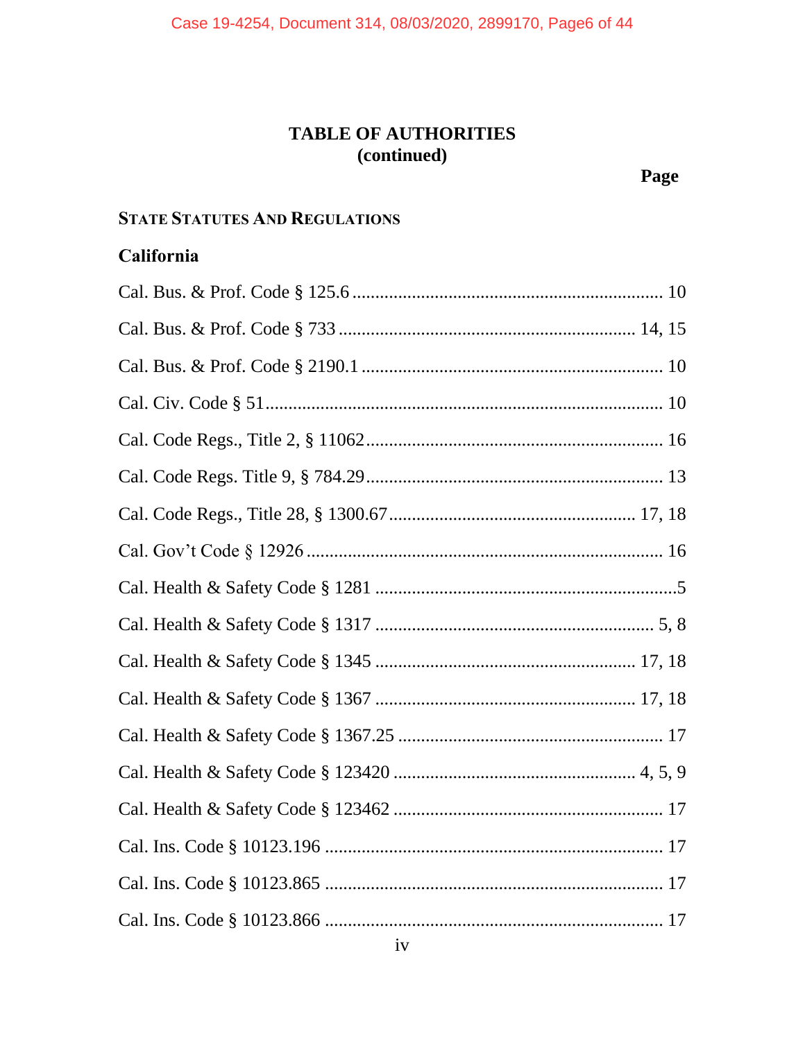## TABLE OF AUTHORITIES
## (continued)

Page

### STATE STATUTES AND REGULATIONS

#### California

Cal. Bus. & Prof. Code § 125.6 .................................................................. 10

Cal. Bus. & Prof. Code § 733 ............................................................ 14, 15

Cal. Bus. & Prof. Code § 2190.1 ................................................................ 10

Cal. Civ. Code § 51 ...................................................................................... 10

Cal. Code Regs., Title 2, § 11062 ................................................................ 16

Cal. Code Regs. Title 9, § 784.29 ................................................................ 13

Cal. Code Regs., Title 28, § 1300.67 ..................................................... 17, 18

Cal. Gov't Code § 12926 ............................................................................. 16

Cal. Health & Safety Code § 1281 ..................................................................5

Cal. Health & Safety Code § 1317 ............................................................ 5, 8

Cal. Health & Safety Code § 1345 ....................................................... 17, 18

Cal. Health & Safety Code § 1367 ....................................................... 17, 18

Cal. Health & Safety Code § 1367.25 ......................................................... 17

Cal. Health & Safety Code § 123420 .................................................... 4, 5, 9

Cal. Health & Safety Code § 123462 .......................................................... 17

Cal. Ins. Code § 10123.196 ......................................................................... 17

Cal. Ins. Code § 10123.865 ......................................................................... 17

Cal. Ins. Code § 10123.866 ......................................................................... 17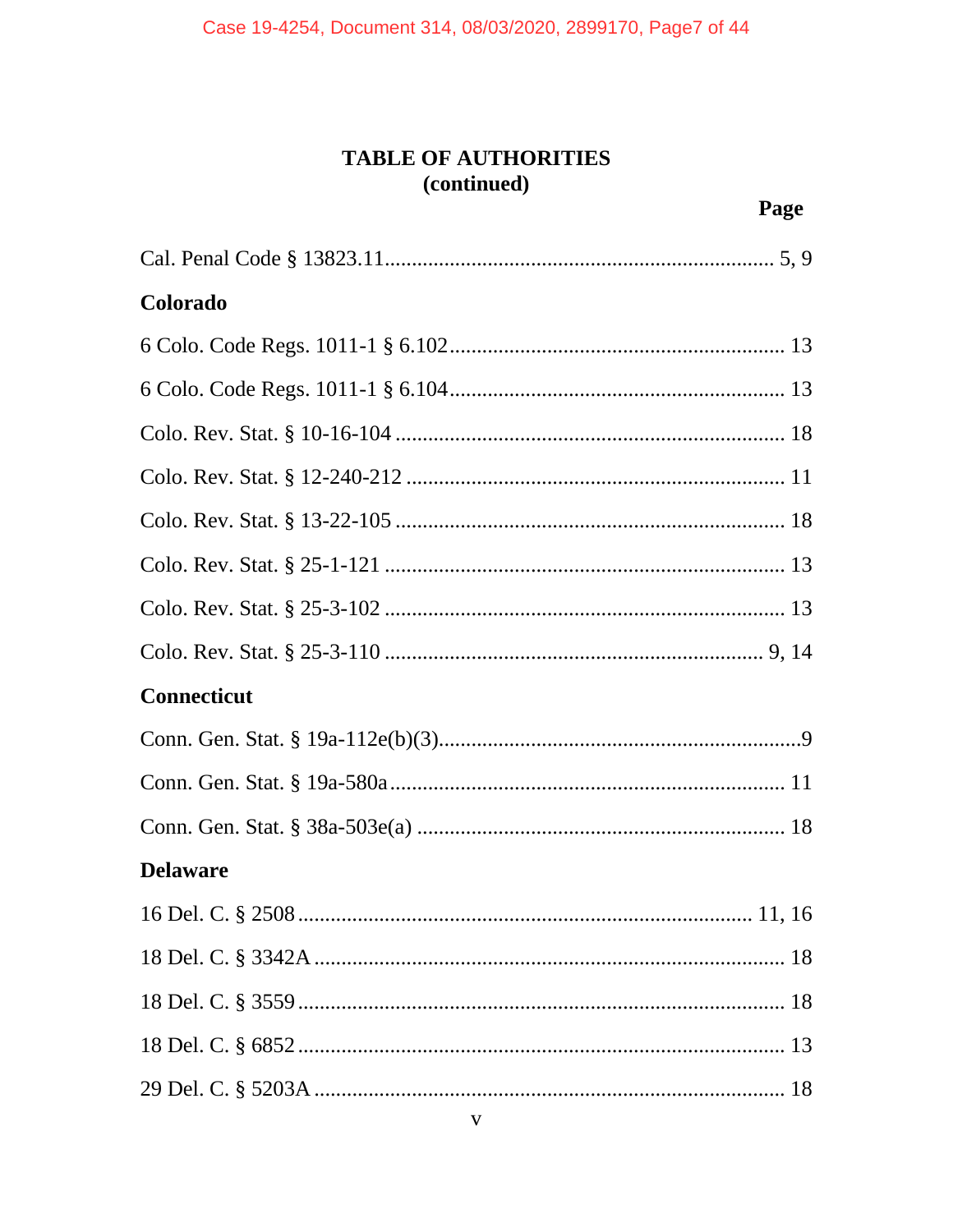## TABLE OF AUTHORITIES
## (continued)

**Page**

Cal. Penal Code § 13823.11 ........................................................................ 5, 9

**Colorado**

6 Colo. Code Regs. 1011-1 § 6.102 ............................................................ 13

6 Colo. Code Regs. 1011-1 § 6.104 ............................................................ 13

Colo. Rev. Stat. § 10-16-104 ....................................................................... 18

Colo. Rev. Stat. § 12-240-212 ..................................................................... 11

Colo. Rev. Stat. § 13-22-105 ....................................................................... 18

Colo. Rev. Stat. § 25-1-121 ......................................................................... 13

Colo. Rev. Stat. § 25-3-102 ......................................................................... 13

Colo. Rev. Stat. § 25-3-110 ..................................................................... 9, 14

**Connecticut**

Conn. Gen. Stat. § 19a-112e(b)(3) ..................................................................9

Conn. Gen. Stat. § 19a-580a ........................................................................ 11

Conn. Gen. Stat. § 38a-503e(a) ................................................................... 18

**Delaware**

16 Del. C. § 2508 ................................................................................... 11, 16

18 Del. C. § 3342A ...................................................................................... 18

18 Del. C. § 3559 ......................................................................................... 18

18 Del. C. § 6852 ......................................................................................... 13

29 Del. C. § 5203A ...................................................................................... 18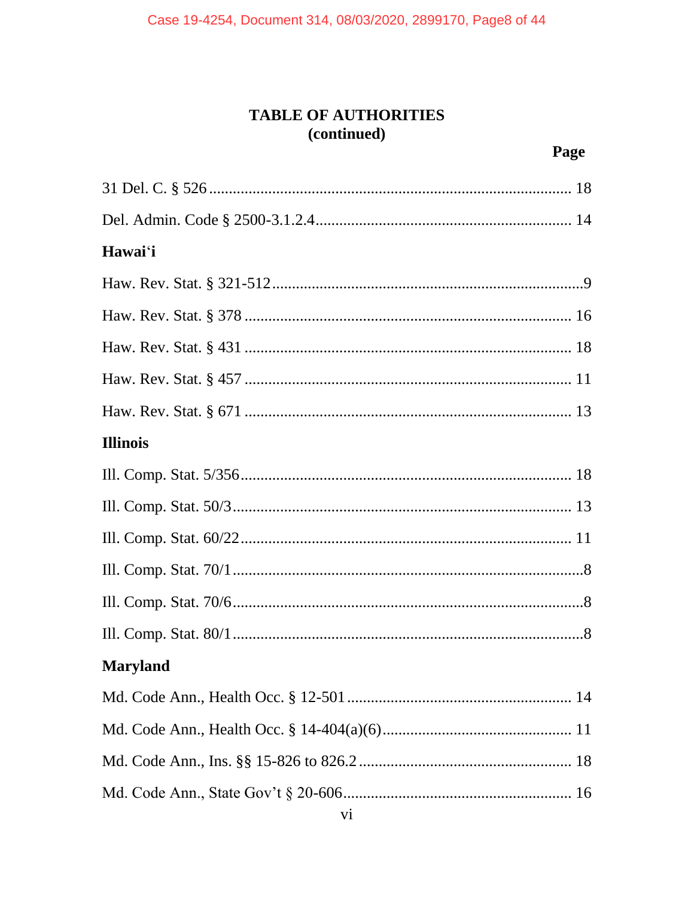## TABLE OF AUTHORITIES
## (continued)

**Page**

31 Del. C. § 526 .......................................................................................... 18

Del. Admin. Code § 2500-3.1.2.4 ................................................................ 14

### Hawai'i

Haw. Rev. Stat. § 321-512 .............................................................................9

Haw. Rev. Stat. § 378 .................................................................................. 16

Haw. Rev. Stat. § 431 .................................................................................. 18

Haw. Rev. Stat. § 457 .................................................................................. 11

Haw. Rev. Stat. § 671 .................................................................................. 13

### Illinois

Ill. Comp. Stat. 5/356 .................................................................................. 18

Ill. Comp. Stat. 50/3 .................................................................................... 13

Ill. Comp. Stat. 60/22 .................................................................................. 11

Ill. Comp. Stat. 70/1 ......................................................................................8

Ill. Comp. Stat. 70/6 ......................................................................................8

Ill. Comp. Stat. 80/1 ......................................................................................8

### Maryland

Md. Code Ann., Health Occ. § 12-501 ........................................................ 14

Md. Code Ann., Health Occ. § 14-404(a)(6) ............................................... 11

Md. Code Ann., Ins. §§ 15-826 to 826.2 ..................................................... 18

Md. Code Ann., State Gov't § 20-606 ......................................................... 16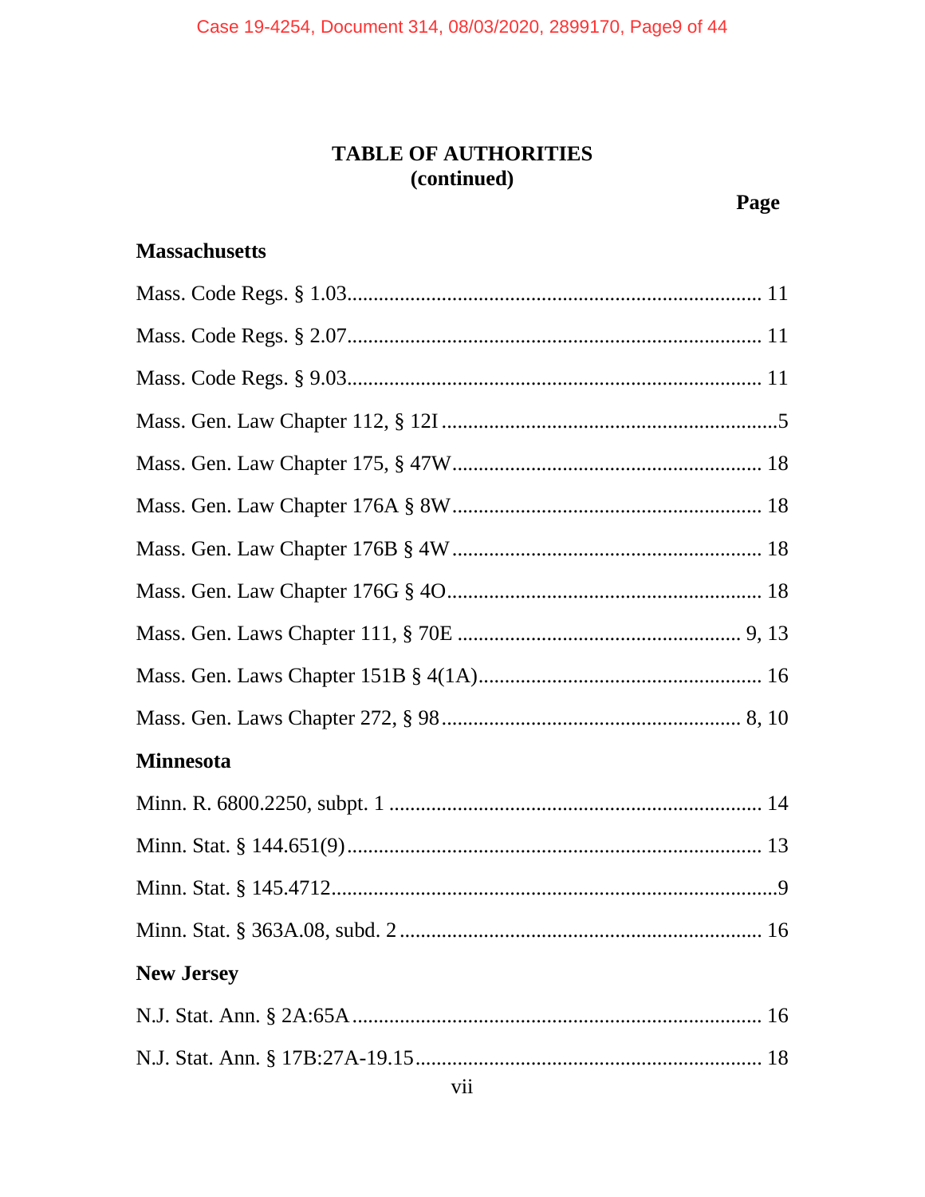**TABLE OF AUTHORITIES**
**(continued)**

**Page**

**Massachusetts**

Mass. Code Regs. § 1.03 ... 11

Mass. Code Regs. § 2.07 ... 11

Mass. Code Regs. § 9.03 ... 11

Mass. Gen. Law Chapter 112, § 12I ... 5

Mass. Gen. Law Chapter 175, § 47W ... 18

Mass. Gen. Law Chapter 176A § 8W ... 18

Mass. Gen. Law Chapter 176B § 4W ... 18

Mass. Gen. Law Chapter 176G § 4O ... 18

Mass. Gen. Laws Chapter 111, § 70E ... 9, 13

Mass. Gen. Laws Chapter 151B § 4(1A) ... 16

Mass. Gen. Laws Chapter 272, § 98 ... 8, 10

**Minnesota**

Minn. R. 6800.2250, subpt. 1 ... 14

Minn. Stat. § 144.651(9) ... 13

Minn. Stat. § 145.4712 ... 9

Minn. Stat. § 363A.08, subd. 2 ... 16

**New Jersey**

N.J. Stat. Ann. § 2A:65A ... 16

N.J. Stat. Ann. § 17B:27A-19.15 ... 18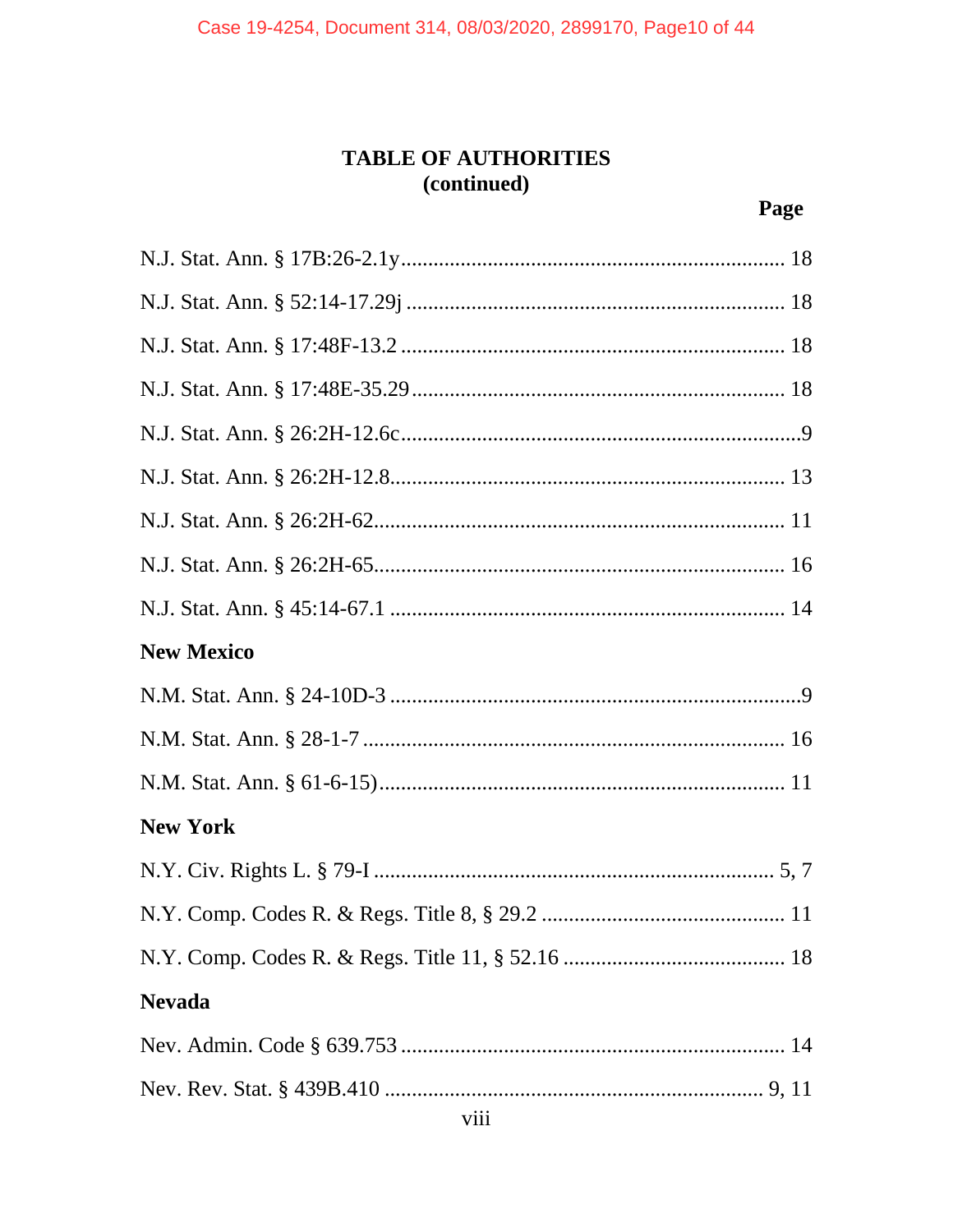# TABLE OF AUTHORITIES
## (continued)

**Page**

N.J. Stat. Ann. § 17B:26-2.1y ........................................................................ 18

N.J. Stat. Ann. § 52:14-17.29j ........................................................................ 18

N.J. Stat. Ann. § 17:48F-13.2 ........................................................................ 18

N.J. Stat. Ann. § 17:48E-35.29 ........................................................................ 18

N.J. Stat. Ann. § 26:2H-12.6c ........................................................................ 9

N.J. Stat. Ann. § 26:2H-12.8 ........................................................................ 13

N.J. Stat. Ann. § 26:2H-62 ........................................................................ 11

N.J. Stat. Ann. § 26:2H-65 ........................................................................ 16

N.J. Stat. Ann. § 45:14-67.1 ........................................................................ 14

**New Mexico**

N.M. Stat. Ann. § 24-10D-3 ........................................................................ 9

N.M. Stat. Ann. § 28-1-7 ........................................................................ 16

N.M. Stat. Ann. § 61-6-15) ........................................................................ 11

**New York**

N.Y. Civ. Rights L. § 79-I ........................................................................ 5, 7

N.Y. Comp. Codes R. & Regs. Title 8, § 29.2 ............................................ 11

N.Y. Comp. Codes R. & Regs. Title 11, § 52.16 ........................................ 18

**Nevada**

Nev. Admin. Code § 639.753 ........................................................................ 14

Nev. Rev. Stat. § 439B.410 ........................................................................ 9, 11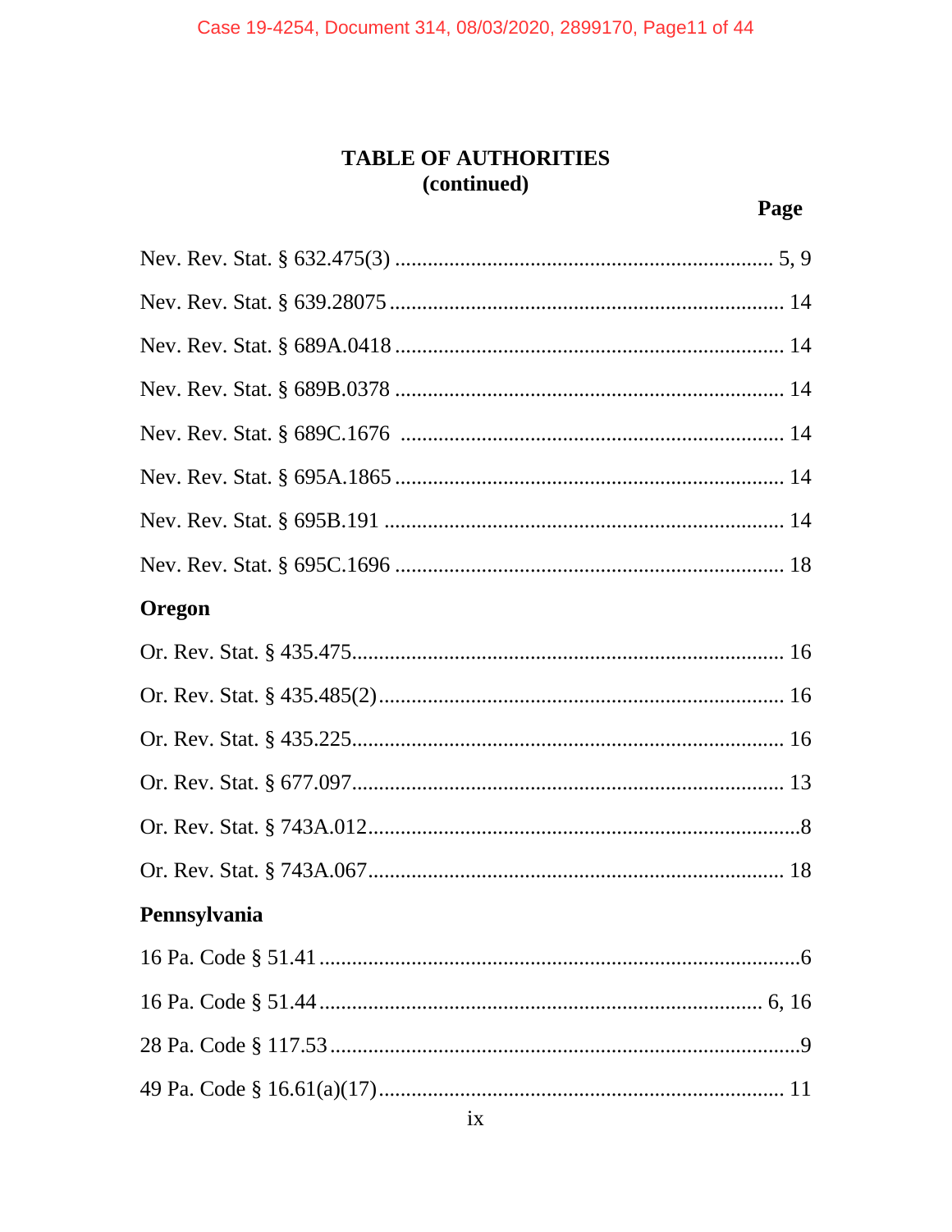# TABLE OF AUTHORITIES (continued)

**Page**

Nev. Rev. Stat. § 632.475(3) ..................................................................... 5, 9

Nev. Rev. Stat. § 639.28075 ....................................................................... 14

Nev. Rev. Stat. § 689A.0418 ...................................................................... 14

Nev. Rev. Stat. § 689B.0378 ...................................................................... 14

Nev. Rev. Stat. § 689C.1676 ..................................................................... 14

Nev. Rev. Stat. § 695A.1865 ...................................................................... 14

Nev. Rev. Stat. § 695B.191 ........................................................................ 14

Nev. Rev. Stat. § 695C.1696 ...................................................................... 18

**Oregon**

Or. Rev. Stat. § 435.475.............................................................................. 16

Or. Rev. Stat. § 435.485(2).......................................................................... 16

Or. Rev. Stat. § 435.225.............................................................................. 16

Or. Rev. Stat. § 677.097.............................................................................. 13

Or. Rev. Stat. § 743A.012............................................................................8

Or. Rev. Stat. § 743A.067............................................................................ 18

**Pennsylvania**

16 Pa. Code § 51.41 ......................................................................................6

16 Pa. Code § 51.44 ............................................................................... 6, 16

28 Pa. Code § 117.53 ....................................................................................9

49 Pa. Code § 16.61(a)(17).......................................................................... 11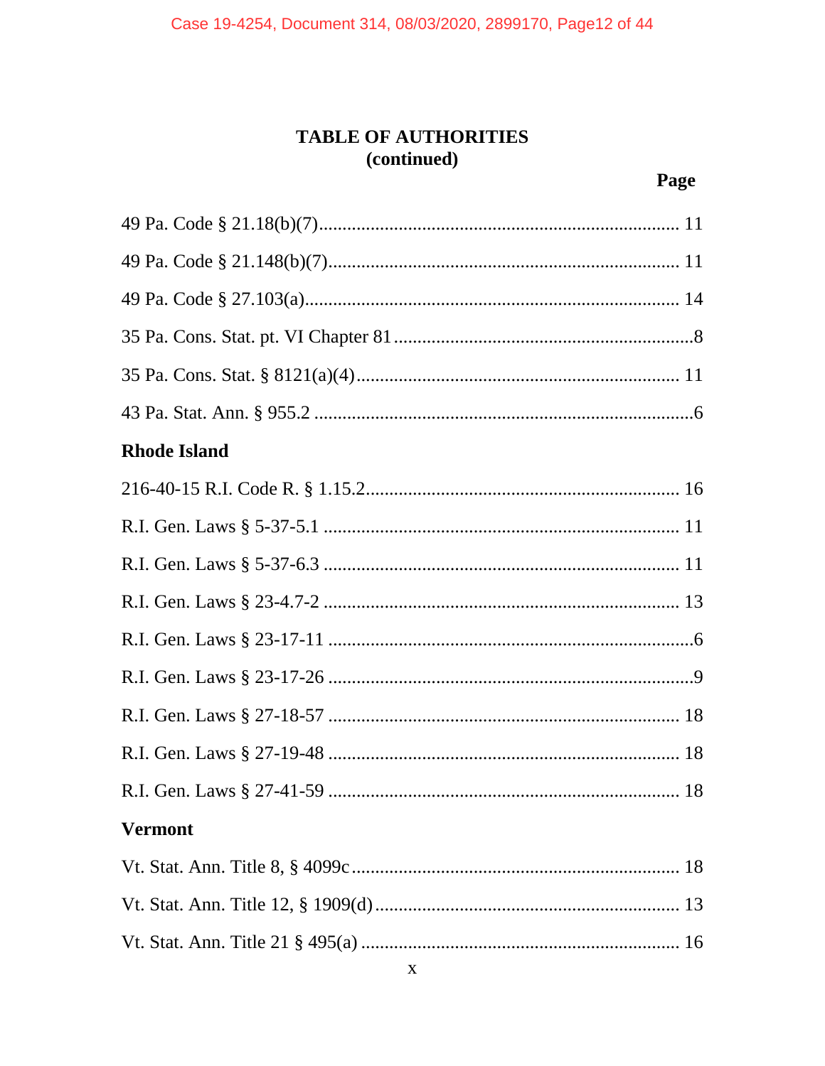# TABLE OF AUTHORITIES (continued)

Page

49 Pa. Code § 21.18(b)(7) .......... 11

49 Pa. Code § 21.148(b)(7) .......... 11

49 Pa. Code § 27.103(a) .......... 14

35 Pa. Cons. Stat. pt. VI Chapter 81 .......... 8

35 Pa. Cons. Stat. § 8121(a)(4) .......... 11

43 Pa. Stat. Ann. § 955.2 .......... 6

**Rhode Island**

216-40-15 R.I. Code R. § 1.15.2 .......... 16

R.I. Gen. Laws § 5-37-5.1 .......... 11

R.I. Gen. Laws § 5-37-6.3 .......... 11

R.I. Gen. Laws § 23-4.7-2 .......... 13

R.I. Gen. Laws § 23-17-11 .......... 6

R.I. Gen. Laws § 23-17-26 .......... 9

R.I. Gen. Laws § 27-18-57 .......... 18

R.I. Gen. Laws § 27-19-48 .......... 18

R.I. Gen. Laws § 27-41-59 .......... 18

**Vermont**

Vt. Stat. Ann. Title 8, § 4099c .......... 18

Vt. Stat. Ann. Title 12, § 1909(d) .......... 13

Vt. Stat. Ann. Title 21 § 495(a) .......... 16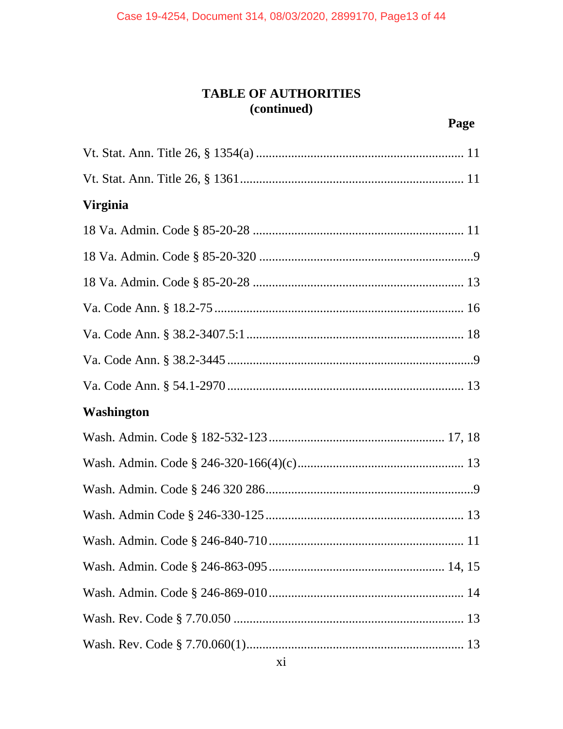## TABLE OF AUTHORITIES
## (continued)

**Page**

Vt. Stat. Ann. Title 26, § 1354(a) ................................................................ 11

Vt. Stat. Ann. Title 26, § 1361..................................................................... 11

### Virginia

18 Va. Admin. Code § 85-20-28 ................................................................. 11

18 Va. Admin. Code § 85-20-320 ..................................................................9

18 Va. Admin. Code § 85-20-28 ................................................................. 13

Va. Code Ann. § 18.2-75............................................................................. 16

Va. Code Ann. § 38.2-3407.5:1................................................................... 18

Va. Code Ann. § 38.2-3445............................................................................9

Va. Code Ann. § 54.1-2970......................................................................... 13

### Washington

Wash. Admin. Code § 182-532-123...................................................... 17, 18

Wash. Admin. Code § 246-320-166(4)(c)................................................... 13

Wash. Admin. Code § 246 320 286................................................................9

Wash. Admin Code § 246-330-125............................................................. 13

Wash. Admin. Code § 246-840-710............................................................ 11

Wash. Admin. Code § 246-863-095...................................................... 14, 15

Wash. Admin. Code § 246-869-010............................................................ 14

Wash. Rev. Code § 7.70.050 ....................................................................... 13

Wash. Rev. Code § 7.70.060(1).................................................................. 13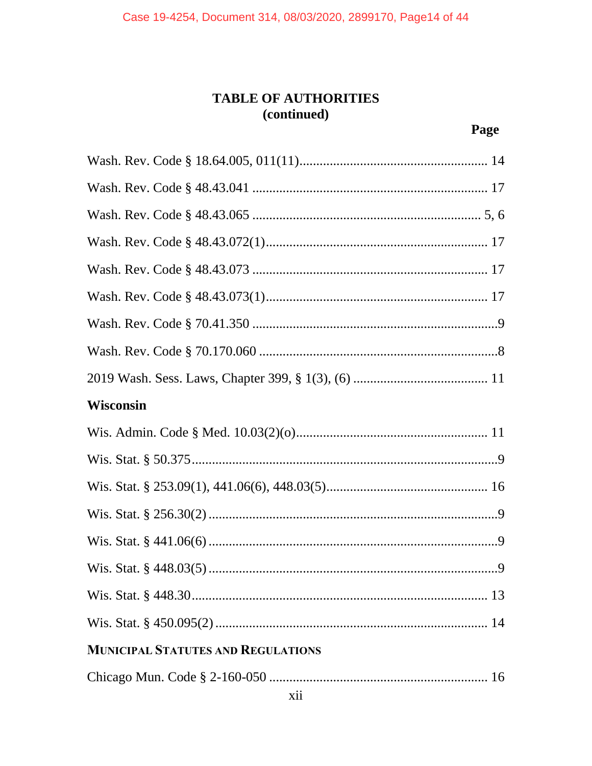## TABLE OF AUTHORITIES
## (continued)

**Page**

Wash. Rev. Code § 18.64.005, 011(11)........................................................ 14

Wash. Rev. Code § 48.43.041 ..................................................................... 17

Wash. Rev. Code § 48.43.065 ................................................................... 5, 6

Wash. Rev. Code § 48.43.072(1)................................................................. 17

Wash. Rev. Code § 48.43.073 ..................................................................... 17

Wash. Rev. Code § 48.43.073(1)................................................................. 17

Wash. Rev. Code § 70.41.350 .........................................................................9

Wash. Rev. Code § 70.170.060 .......................................................................8

2019 Wash. Sess. Laws, Chapter 399, § 1(3), (6) ........................................ 11

**Wisconsin**

Wis. Admin. Code § Med. 10.03(2)(o)......................................................... 11

Wis. Stat. § 50.375............................................................................................9

Wis. Stat. § 253.09(1), 441.06(6), 448.03(5)................................................ 16

Wis. Stat. § 256.30(2) .......................................................................................9

Wis. Stat. § 441.06(6) .......................................................................................9

Wis. Stat. § 448.03(5) .......................................................................................9

Wis. Stat. § 448.30......................................................................................... 13

Wis. Stat. § 450.095(2) ................................................................................. 14

**MUNICIPAL STATUTES AND REGULATIONS**

Chicago Mun. Code § 2-160-050 ................................................................. 16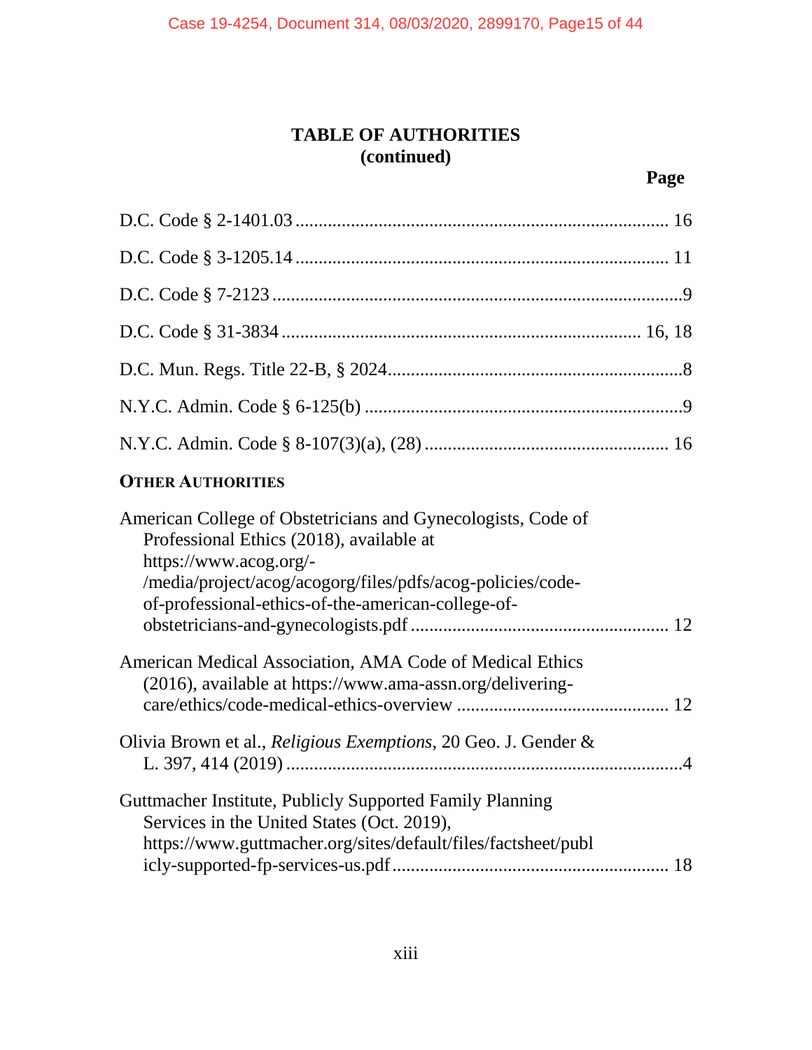## TABLE OF AUTHORITIES (continued)

**Page**

D.C. Code § 2-1401.03 ................................................................................ 16

D.C. Code § 3-1205.14 ................................................................................ 11

D.C. Code § 7-2123 .......................................................................................9

D.C. Code § 31-3834 ........................................................................... 16, 18

D.C. Mun. Regs. Title 22-B, § 2024................................................................8

N.Y.C. Admin. Code § 6-125(b) .....................................................................9

N.Y.C. Admin. Code § 8-107(3)(a), (28) .................................................... 16

**OTHER AUTHORITIES**

American College of Obstetricians and Gynecologists, Code of Professional Ethics (2018), available at https://www.acog.org/-/media/project/acog/acogorg/files/pdfs/acog-policies/code-of-professional-ethics-of-the-american-college-of-obstetricians-and-gynecologists.pdf ...................................................... 12

American Medical Association, AMA Code of Medical Ethics (2016), available at https://www.ama-assn.org/delivering-care/ethics/code-medical-ethics-overview ............................................. 12

Olivia Brown et al., *Religious Exemptions*, 20 Geo. J. Gender & L. 397, 414 (2019) .....................................................................................4

Guttmacher Institute, Publicly Supported Family Planning Services in the United States (Oct. 2019), https://www.guttmacher.org/sites/default/files/factsheet/publicly-supported-fp-services-us.pdf ........................................................... 18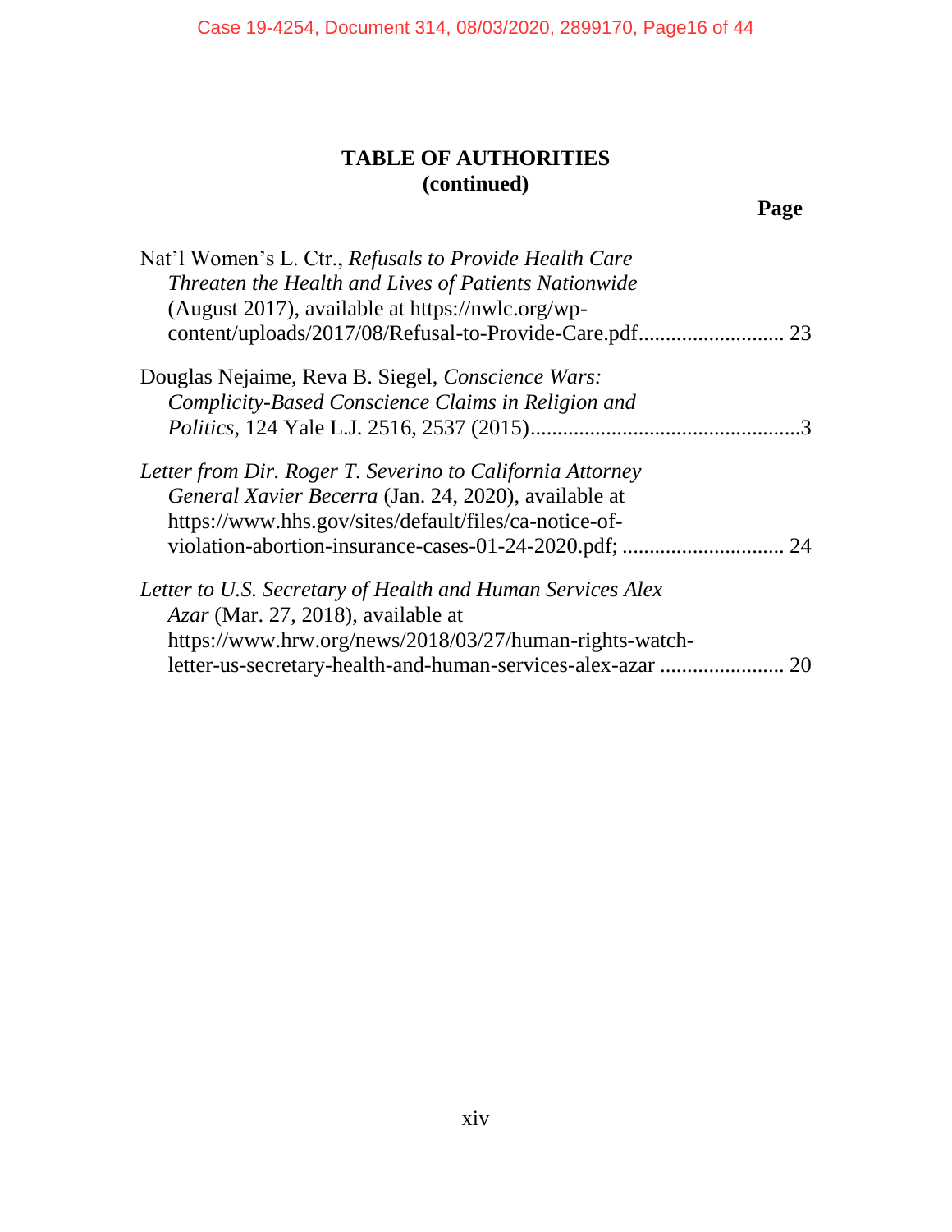**TABLE OF AUTHORITIES**
**(continued)**

**Page**

Nat'l Women's L. Ctr., *Refusals to Provide Health Care Threaten the Health and Lives of Patients Nationwide* (August 2017), available at https://nwlc.org/wp-content/uploads/2017/08/Refusal-to-Provide-Care.pdf.......................... 23

Douglas Nejaime, Reva B. Siegel, *Conscience Wars: Complicity-Based Conscience Claims in Religion and Politics*, 124 Yale L.J. 2516, 2537 (2015).................................................3

*Letter from Dir. Roger T. Severino to California Attorney General Xavier Becerra* (Jan. 24, 2020), available at https://www.hhs.gov/sites/default/files/ca-notice-of-violation-abortion-insurance-cases-01-24-2020.pdf; ............................. 24

*Letter to U.S. Secretary of Health and Human Services Alex Azar* (Mar. 27, 2018), available at https://www.hrw.org/news/2018/03/27/human-rights-watch-letter-us-secretary-health-and-human-services-alex-azar ....................... 20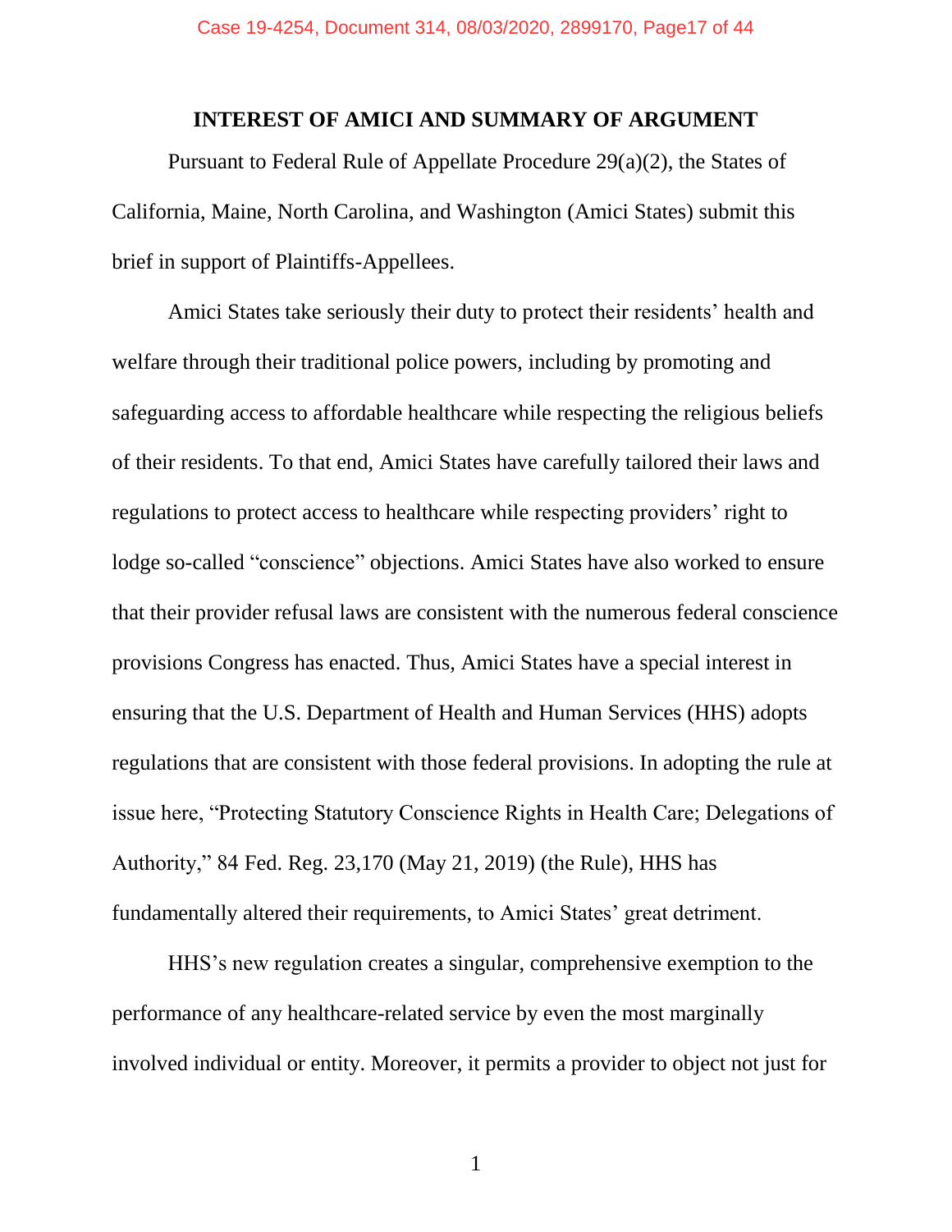## INTEREST OF AMICI AND SUMMARY OF ARGUMENT

Pursuant to Federal Rule of Appellate Procedure 29(a)(2), the States of California, Maine, North Carolina, and Washington (Amici States) submit this brief in support of Plaintiffs-Appellees.

Amici States take seriously their duty to protect their residents' health and welfare through their traditional police powers, including by promoting and safeguarding access to affordable healthcare while respecting the religious beliefs of their residents. To that end, Amici States have carefully tailored their laws and regulations to protect access to healthcare while respecting providers' right to lodge so-called "conscience" objections. Amici States have also worked to ensure that their provider refusal laws are consistent with the numerous federal conscience provisions Congress has enacted. Thus, Amici States have a special interest in ensuring that the U.S. Department of Health and Human Services (HHS) adopts regulations that are consistent with those federal provisions. In adopting the rule at issue here, "Protecting Statutory Conscience Rights in Health Care; Delegations of Authority," 84 Fed. Reg. 23,170 (May 21, 2019) (the Rule), HHS has fundamentally altered their requirements, to Amici States' great detriment.

HHS's new regulation creates a singular, comprehensive exemption to the performance of any healthcare-related service by even the most marginally involved individual or entity. Moreover, it permits a provider to object not just for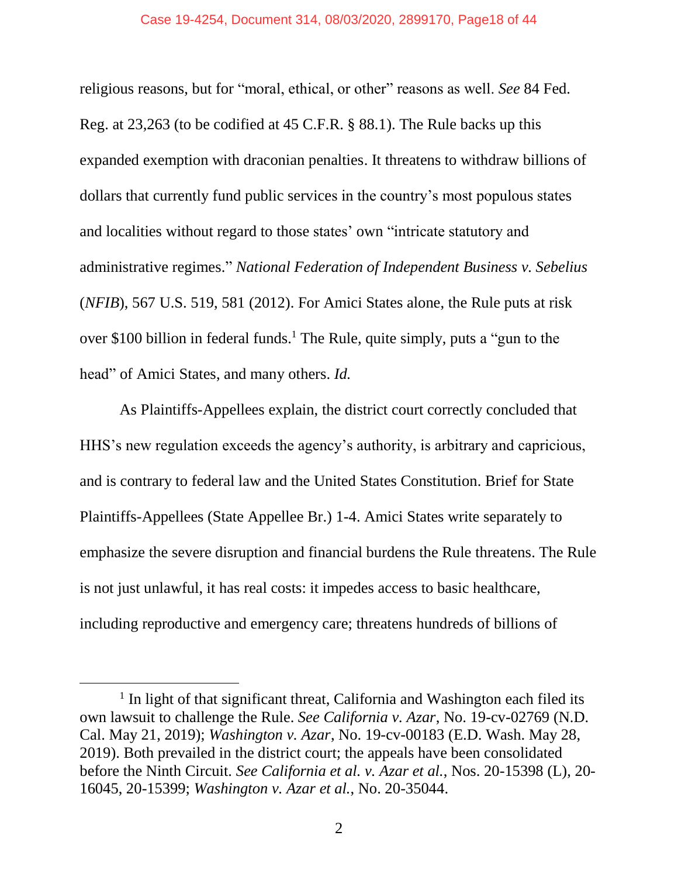religious reasons, but for "moral, ethical, or other" reasons as well. *See* 84 Fed. Reg. at 23,263 (to be codified at 45 C.F.R. § 88.1). The Rule backs up this expanded exemption with draconian penalties. It threatens to withdraw billions of dollars that currently fund public services in the country's most populous states and localities without regard to those states' own "intricate statutory and administrative regimes." *National Federation of Independent Business v. Sebelius* (*NFIB*), 567 U.S. 519, 581 (2012). For Amici States alone, the Rule puts at risk over $100 billion in federal funds.[1] The Rule, quite simply, puts a "gun to the head" of Amici States, and many others. *Id.*

As Plaintiffs-Appellees explain, the district court correctly concluded that HHS's new regulation exceeds the agency's authority, is arbitrary and capricious, and is contrary to federal law and the United States Constitution. Brief for State Plaintiffs-Appellees (State Appellee Br.) 1-4. Amici States write separately to emphasize the severe disruption and financial burdens the Rule threatens. The Rule is not just unlawful, it has real costs: it impedes access to basic healthcare, including reproductive and emergency care; threatens hundreds of billions of

[1] In light of that significant threat, California and Washington each filed its own lawsuit to challenge the Rule. *See California v. Azar*, No. 19-cv-02769 (N.D. Cal. May 21, 2019); *Washington v. Azar*, No. 19-cv-00183 (E.D. Wash. May 28, 2019). Both prevailed in the district court; the appeals have been consolidated before the Ninth Circuit. *See California et al. v. Azar et al.*, Nos. 20-15398 (L), 20-16045, 20-15399; *Washington v. Azar et al.*, No. 20-35044.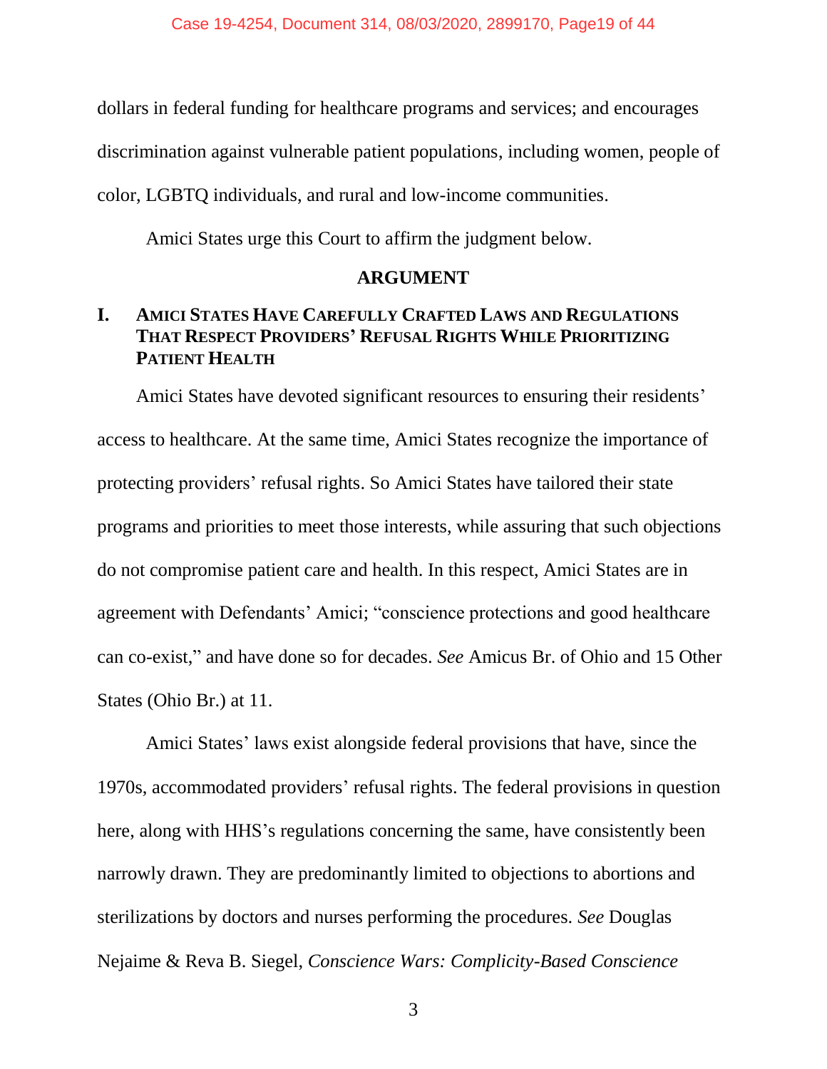dollars in federal funding for healthcare programs and services; and encourages discrimination against vulnerable patient populations, including women, people of color, LGBTQ individuals, and rural and low-income communities.

Amici States urge this Court to affirm the judgment below.

## ARGUMENT

### I. AMICI STATES HAVE CAREFULLY CRAFTED LAWS AND REGULATIONS THAT RESPECT PROVIDERS' REFUSAL RIGHTS WHILE PRIORITIZING PATIENT HEALTH

Amici States have devoted significant resources to ensuring their residents' access to healthcare. At the same time, Amici States recognize the importance of protecting providers' refusal rights. So Amici States have tailored their state programs and priorities to meet those interests, while assuring that such objections do not compromise patient care and health. In this respect, Amici States are in agreement with Defendants' Amici; "conscience protections and good healthcare can co-exist," and have done so for decades. *See* Amicus Br. of Ohio and 15 Other States (Ohio Br.) at 11.

Amici States' laws exist alongside federal provisions that have, since the 1970s, accommodated providers' refusal rights. The federal provisions in question here, along with HHS's regulations concerning the same, have consistently been narrowly drawn. They are predominantly limited to objections to abortions and sterilizations by doctors and nurses performing the procedures. *See* Douglas Nejaime & Reva B. Siegel, *Conscience Wars: Complicity-Based Conscience*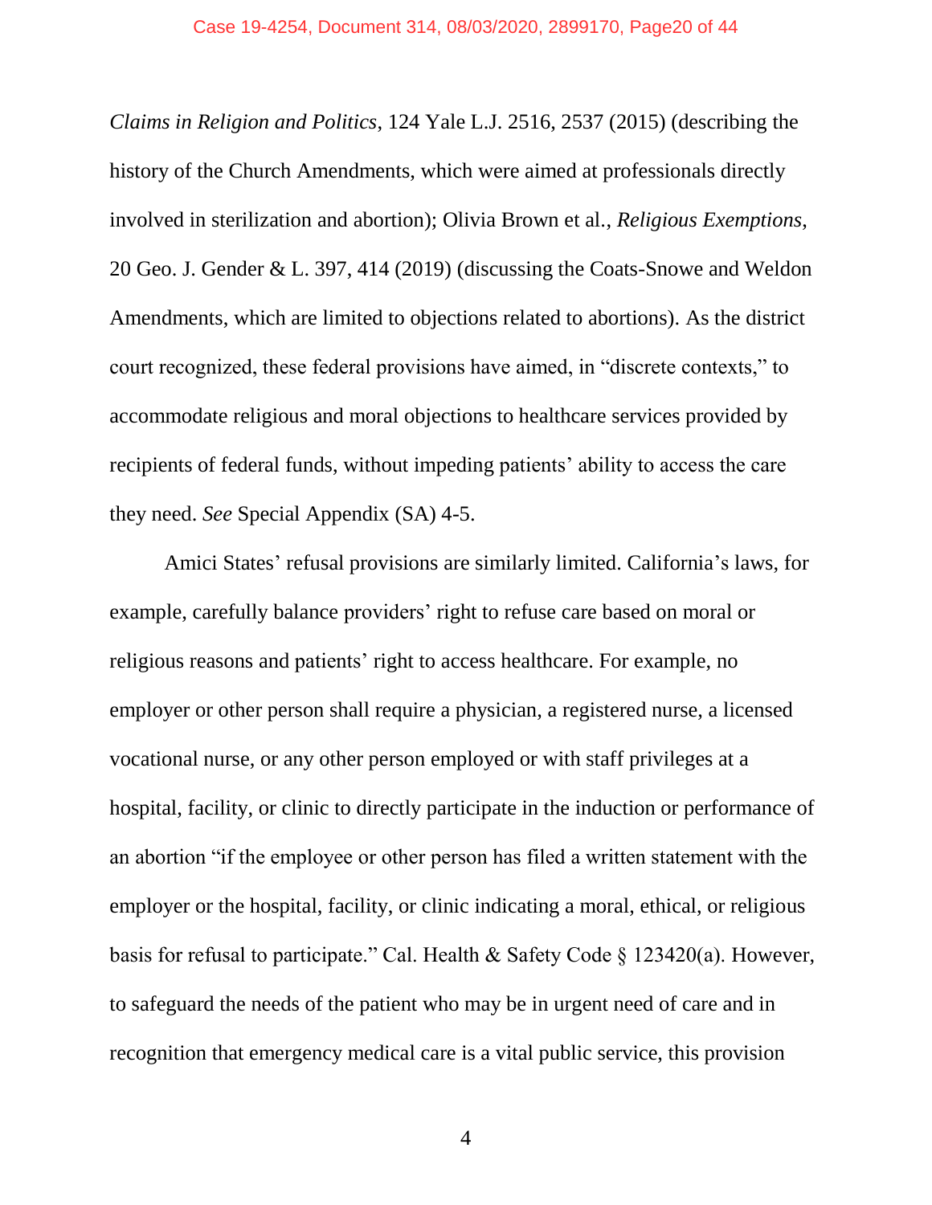*Claims in Religion and Politics*, 124 Yale L.J. 2516, 2537 (2015) (describing the history of the Church Amendments, which were aimed at professionals directly involved in sterilization and abortion); Olivia Brown et al., *Religious Exemptions*, 20 Geo. J. Gender & L. 397, 414 (2019) (discussing the Coats-Snowe and Weldon Amendments, which are limited to objections related to abortions). As the district court recognized, these federal provisions have aimed, in "discrete contexts," to accommodate religious and moral objections to healthcare services provided by recipients of federal funds, without impeding patients' ability to access the care they need. *See* Special Appendix (SA) 4-5.

Amici States' refusal provisions are similarly limited. California's laws, for example, carefully balance providers' right to refuse care based on moral or religious reasons and patients' right to access healthcare. For example, no employer or other person shall require a physician, a registered nurse, a licensed vocational nurse, or any other person employed or with staff privileges at a hospital, facility, or clinic to directly participate in the induction or performance of an abortion "if the employee or other person has filed a written statement with the employer or the hospital, facility, or clinic indicating a moral, ethical, or religious basis for refusal to participate." Cal. Health & Safety Code § 123420(a). However, to safeguard the needs of the patient who may be in urgent need of care and in recognition that emergency medical care is a vital public service, this provision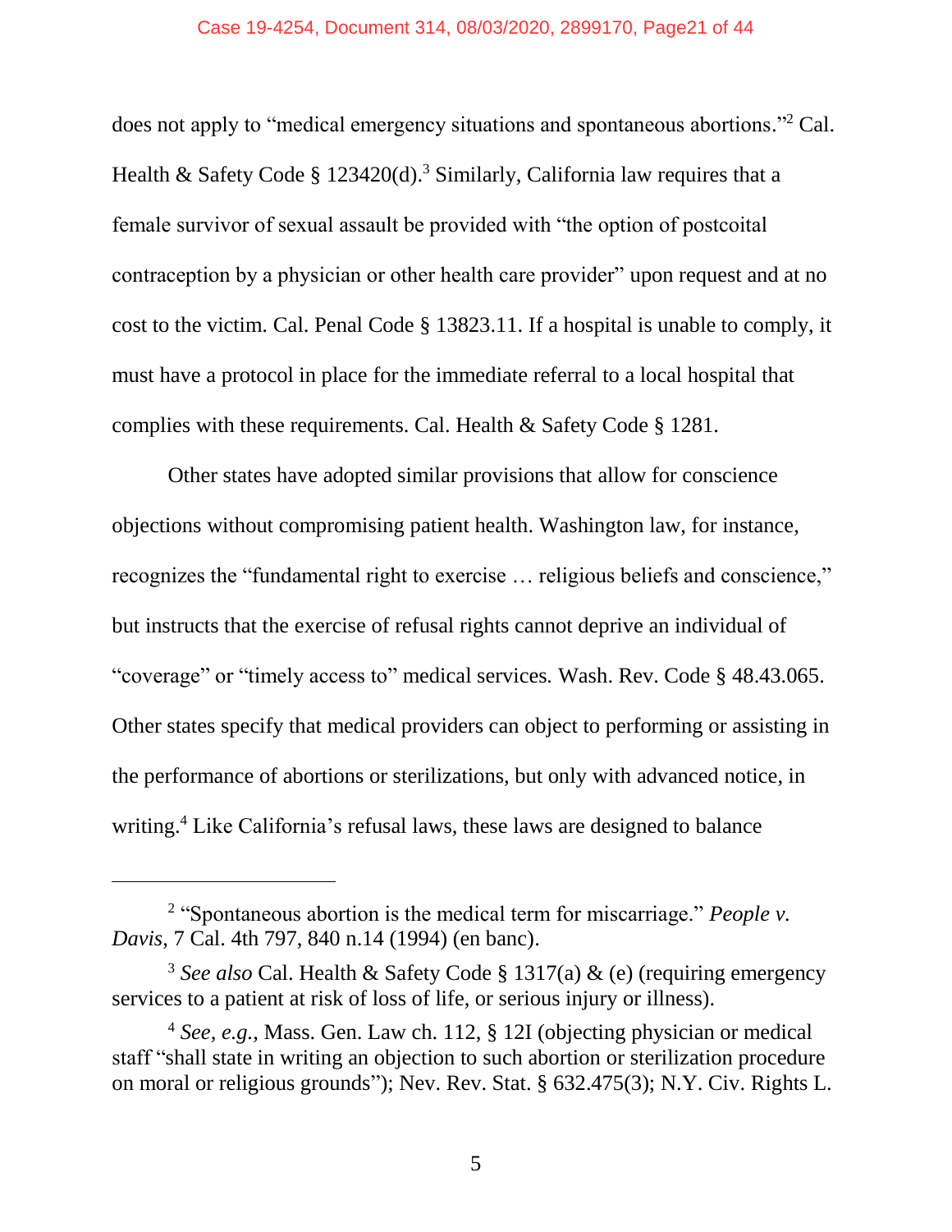does not apply to "medical emergency situations and spontaneous abortions."[2] Cal. Health & Safety Code § 123420(d).[3] Similarly, California law requires that a female survivor of sexual assault be provided with "the option of postcoital contraception by a physician or other health care provider" upon request and at no cost to the victim. Cal. Penal Code § 13823.11. If a hospital is unable to comply, it must have a protocol in place for the immediate referral to a local hospital that complies with these requirements. Cal. Health & Safety Code § 1281.

Other states have adopted similar provisions that allow for conscience objections without compromising patient health. Washington law, for instance, recognizes the "fundamental right to exercise … religious beliefs and conscience," but instructs that the exercise of refusal rights cannot deprive an individual of "coverage" or "timely access to" medical services. Wash. Rev. Code § 48.43.065. Other states specify that medical providers can object to performing or assisting in the performance of abortions or sterilizations, but only with advanced notice, in writing.[4] Like California's refusal laws, these laws are designed to balance

---

[2] "Spontaneous abortion is the medical term for miscarriage." *People v. Davis*, 7 Cal. 4th 797, 840 n.14 (1994) (en banc).

[3] *See also* Cal. Health & Safety Code § 1317(a) & (e) (requiring emergency services to a patient at risk of loss of life, or serious injury or illness).

[4] *See, e.g.*, Mass. Gen. Law ch. 112, § 12I (objecting physician or medical staff "shall state in writing an objection to such abortion or sterilization procedure on moral or religious grounds"); Nev. Rev. Stat. § 632.475(3); N.Y. Civ. Rights L.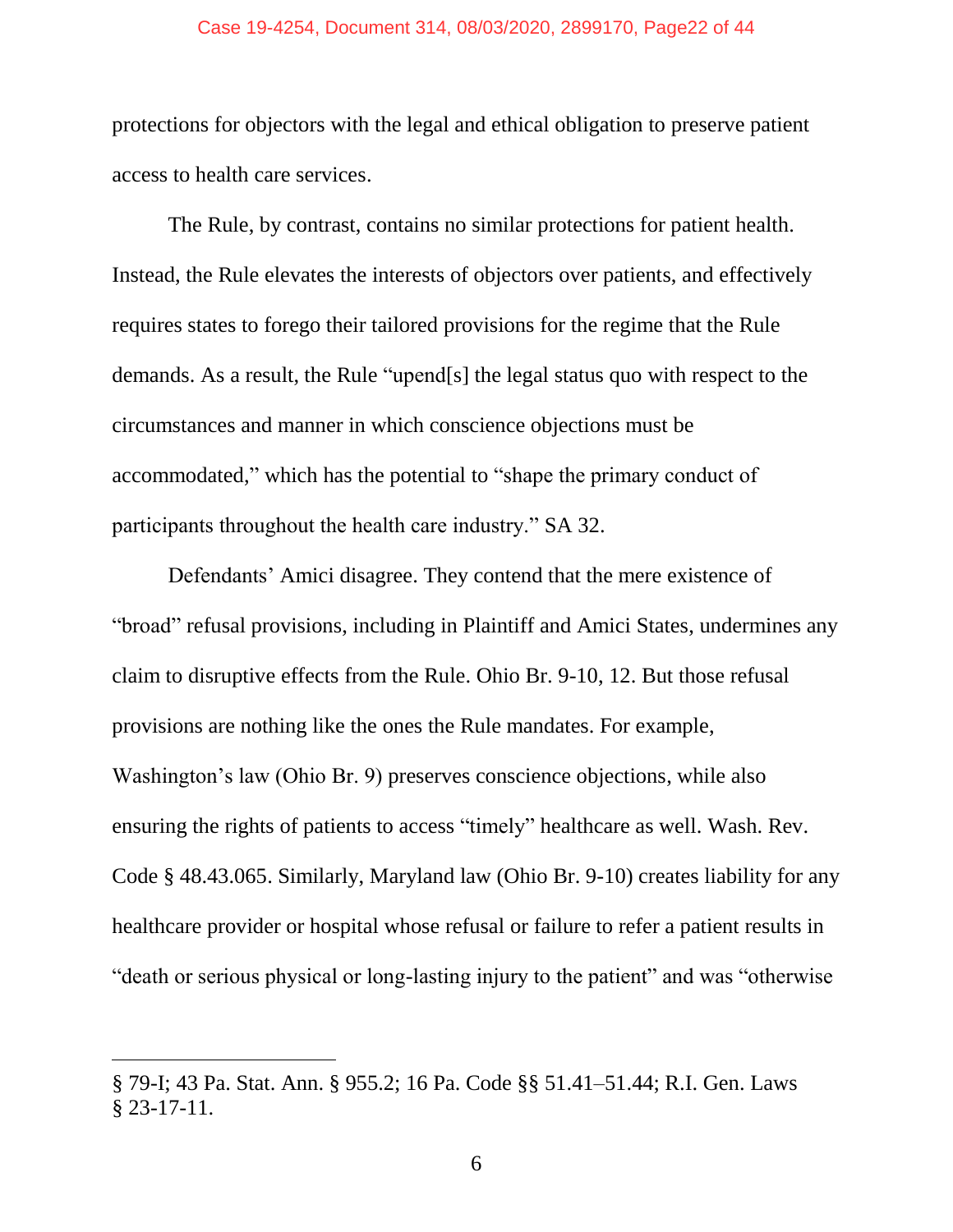protections for objectors with the legal and ethical obligation to preserve patient access to health care services.

The Rule, by contrast, contains no similar protections for patient health. Instead, the Rule elevates the interests of objectors over patients, and effectively requires states to forego their tailored provisions for the regime that the Rule demands. As a result, the Rule "upend[s] the legal status quo with respect to the circumstances and manner in which conscience objections must be accommodated," which has the potential to "shape the primary conduct of participants throughout the health care industry." SA 32.

Defendants' Amici disagree. They contend that the mere existence of "broad" refusal provisions, including in Plaintiff and Amici States, undermines any claim to disruptive effects from the Rule. Ohio Br. 9-10, 12. But those refusal provisions are nothing like the ones the Rule mandates. For example, Washington's law (Ohio Br. 9) preserves conscience objections, while also ensuring the rights of patients to access "timely" healthcare as well. Wash. Rev. Code § 48.43.065. Similarly, Maryland law (Ohio Br. 9-10) creates liability for any healthcare provider or hospital whose refusal or failure to refer a patient results in "death or serious physical or long-lasting injury to the patient" and was "otherwise

---

§ 79-I; 43 Pa. Stat. Ann. § 955.2; 16 Pa. Code §§ 51.41–51.44; R.I. Gen. Laws § 23-17-11.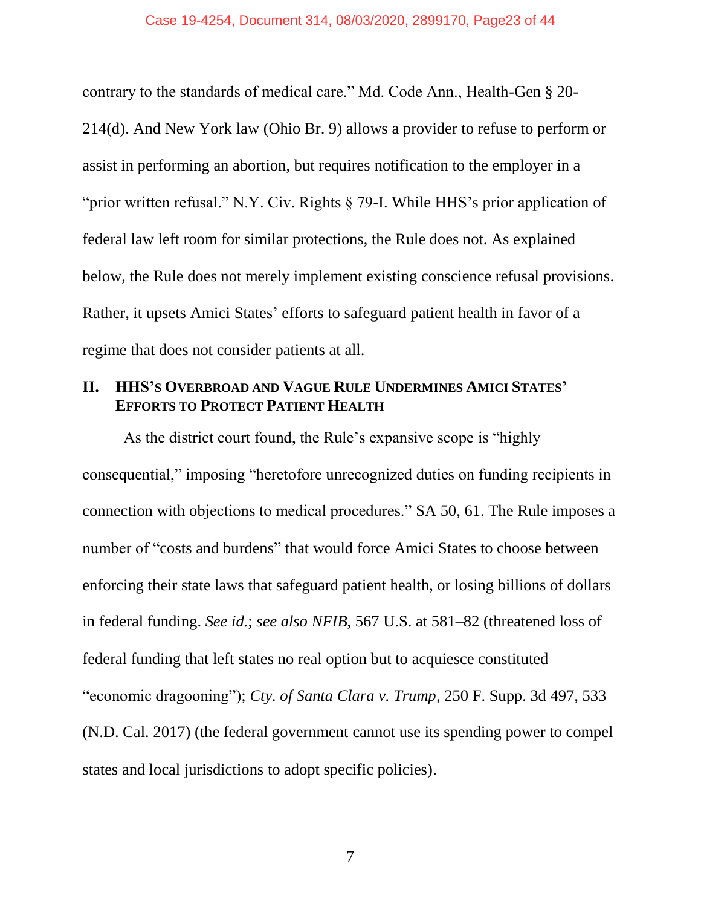contrary to the standards of medical care." Md. Code Ann., Health-Gen § 20-214(d). And New York law (Ohio Br. 9) allows a provider to refuse to perform or assist in performing an abortion, but requires notification to the employer in a "prior written refusal." N.Y. Civ. Rights § 79-I. While HHS's prior application of federal law left room for similar protections, the Rule does not. As explained below, the Rule does not merely implement existing conscience refusal provisions. Rather, it upsets Amici States' efforts to safeguard patient health in favor of a regime that does not consider patients at all.

## II. HHS's Overbroad and Vague Rule Undermines Amici States' Efforts to Protect Patient Health

As the district court found, the Rule's expansive scope is "highly consequential," imposing "heretofore unrecognized duties on funding recipients in connection with objections to medical procedures." SA 50, 61. The Rule imposes a number of "costs and burdens" that would force Amici States to choose between enforcing their state laws that safeguard patient health, or losing billions of dollars in federal funding. *See id.*; *see also NFIB*, 567 U.S. at 581–82 (threatened loss of federal funding that left states no real option but to acquiesce constituted "economic dragooning"); *Cty. of Santa Clara v. Trump*, 250 F. Supp. 3d 497, 533 (N.D. Cal. 2017) (the federal government cannot use its spending power to compel states and local jurisdictions to adopt specific policies).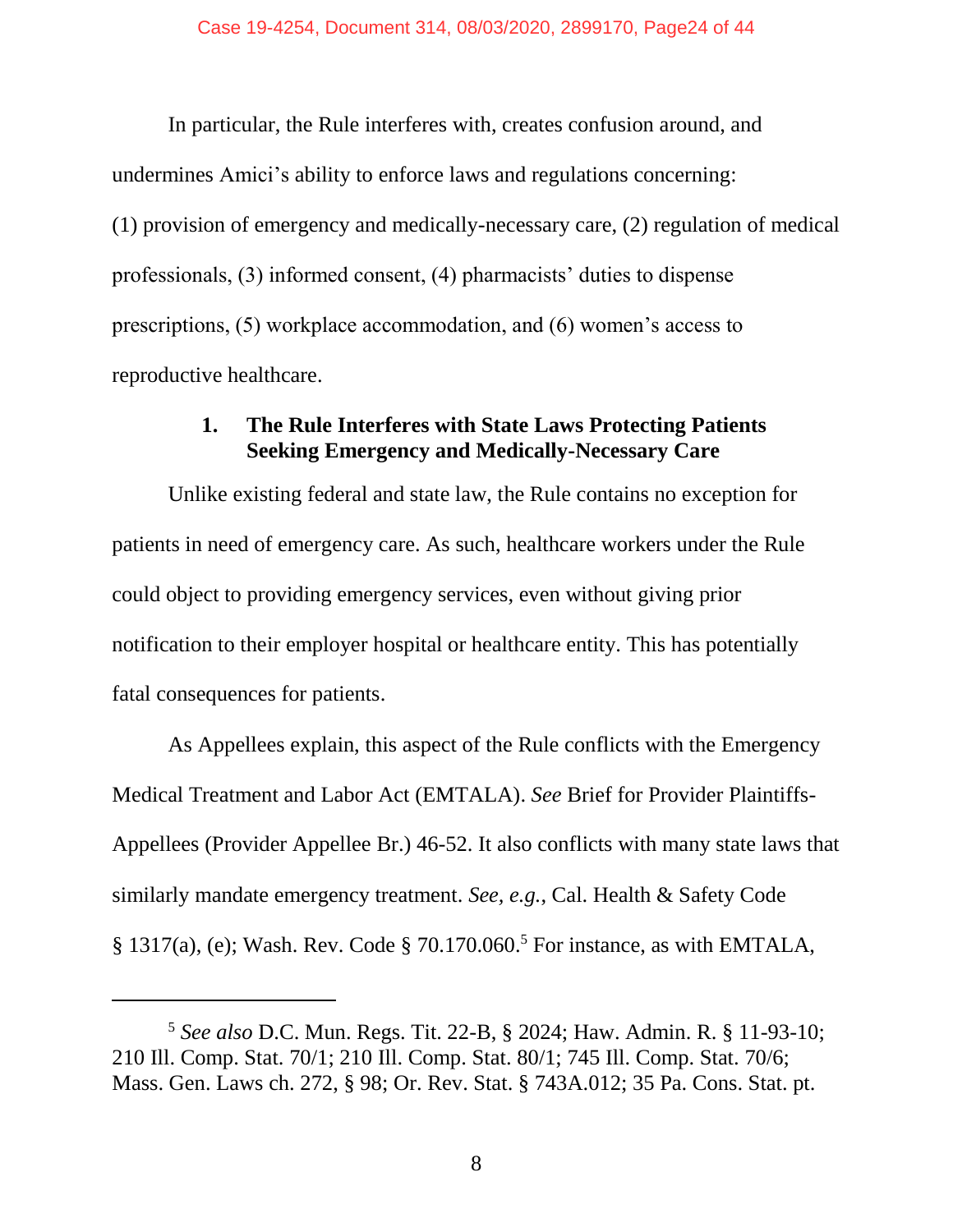In particular, the Rule interferes with, creates confusion around, and undermines Amici's ability to enforce laws and regulations concerning: (1) provision of emergency and medically-necessary care, (2) regulation of medical professionals, (3) informed consent, (4) pharmacists' duties to dispense prescriptions, (5) workplace accommodation, and (6) women's access to reproductive healthcare.

### 1. The Rule Interferes with State Laws Protecting Patients Seeking Emergency and Medically-Necessary Care

Unlike existing federal and state law, the Rule contains no exception for patients in need of emergency care. As such, healthcare workers under the Rule could object to providing emergency services, even without giving prior notification to their employer hospital or healthcare entity. This has potentially fatal consequences for patients.

As Appellees explain, this aspect of the Rule conflicts with the Emergency Medical Treatment and Labor Act (EMTALA). *See* Brief for Provider Plaintiffs-Appellees (Provider Appellee Br.) 46-52. It also conflicts with many state laws that similarly mandate emergency treatment. *See, e.g.*, Cal. Health & Safety Code § 1317(a), (e); Wash. Rev. Code § 70.170.060.[5] For instance, as with EMTALA,

---

[5] *See also* D.C. Mun. Regs. Tit. 22-B, § 2024; Haw. Admin. R. § 11-93-10; 210 Ill. Comp. Stat. 70/1; 210 Ill. Comp. Stat. 80/1; 745 Ill. Comp. Stat. 70/6; Mass. Gen. Laws ch. 272, § 98; Or. Rev. Stat. § 743A.012; 35 Pa. Cons. Stat. pt.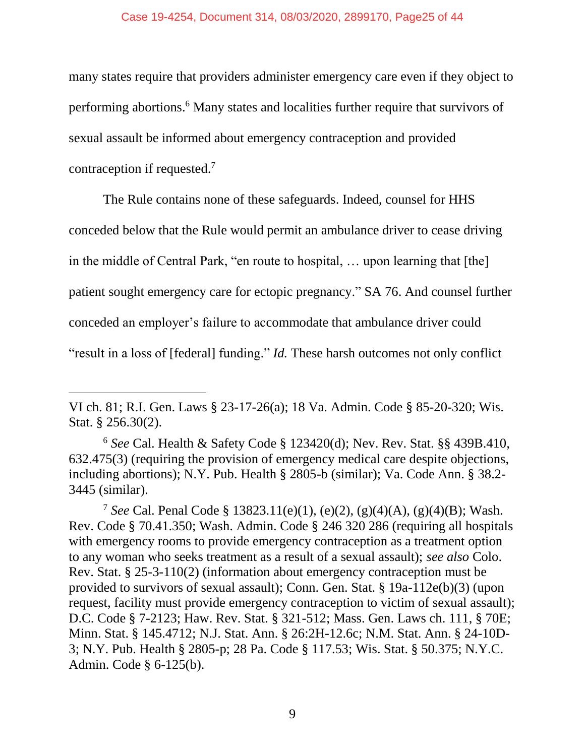many states require that providers administer emergency care even if they object to performing abortions.[6] Many states and localities further require that survivors of sexual assault be informed about emergency contraception and provided contraception if requested.[7]

The Rule contains none of these safeguards. Indeed, counsel for HHS conceded below that the Rule would permit an ambulance driver to cease driving in the middle of Central Park, "en route to hospital, … upon learning that [the] patient sought emergency care for ectopic pregnancy." SA 76. And counsel further conceded an employer's failure to accommodate that ambulance driver could "result in a loss of [federal] funding." *Id.* These harsh outcomes not only conflict

---

VI ch. 81; R.I. Gen. Laws § 23-17-26(a); 18 Va. Admin. Code § 85-20-320; Wis. Stat. § 256.30(2).

[6] *See* Cal. Health & Safety Code § 123420(d); Nev. Rev. Stat. §§ 439B.410, 632.475(3) (requiring the provision of emergency medical care despite objections, including abortions); N.Y. Pub. Health § 2805-b (similar); Va. Code Ann. § 38.2-3445 (similar).

[7] *See* Cal. Penal Code § 13823.11(e)(1), (e)(2), (g)(4)(A), (g)(4)(B); Wash. Rev. Code § 70.41.350; Wash. Admin. Code § 246 320 286 (requiring all hospitals with emergency rooms to provide emergency contraception as a treatment option to any woman who seeks treatment as a result of a sexual assault); *see also* Colo. Rev. Stat. § 25-3-110(2) (information about emergency contraception must be provided to survivors of sexual assault); Conn. Gen. Stat. § 19a-112e(b)(3) (upon request, facility must provide emergency contraception to victim of sexual assault); D.C. Code § 7-2123; Haw. Rev. Stat. § 321-512; Mass. Gen. Laws ch. 111, § 70E; Minn. Stat. § 145.4712; N.J. Stat. Ann. § 26:2H-12.6c; N.M. Stat. Ann. § 24-10D-3; N.Y. Pub. Health § 2805-p; 28 Pa. Code § 117.53; Wis. Stat. § 50.375; N.Y.C. Admin. Code § 6-125(b).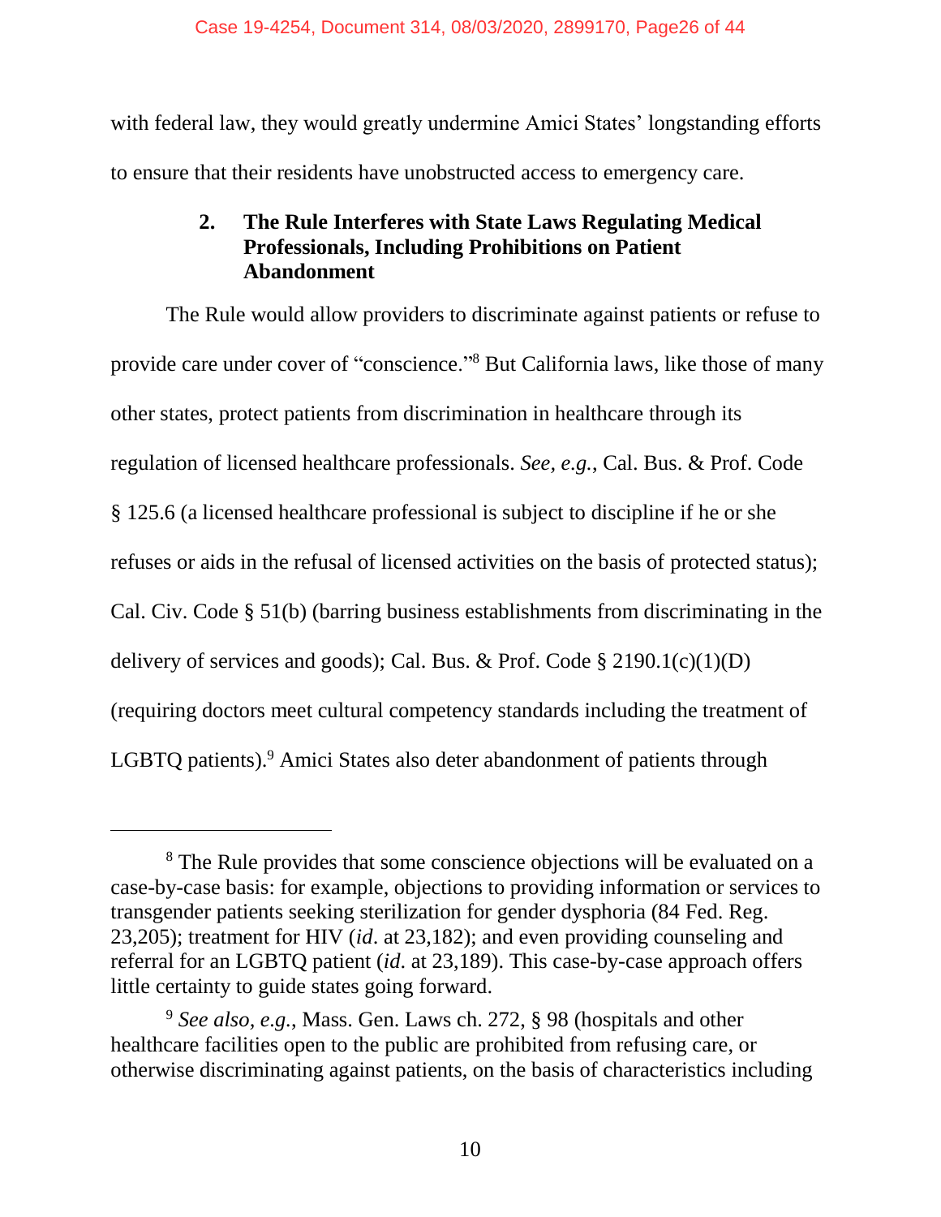with federal law, they would greatly undermine Amici States' longstanding efforts to ensure that their residents have unobstructed access to emergency care.

### 2. The Rule Interferes with State Laws Regulating Medical Professionals, Including Prohibitions on Patient Abandonment

The Rule would allow providers to discriminate against patients or refuse to provide care under cover of "conscience."[8] But California laws, like those of many other states, protect patients from discrimination in healthcare through its regulation of licensed healthcare professionals. *See, e.g.*, Cal. Bus. & Prof. Code § 125.6 (a licensed healthcare professional is subject to discipline if he or she refuses or aids in the refusal of licensed activities on the basis of protected status); Cal. Civ. Code § 51(b) (barring business establishments from discriminating in the delivery of services and goods); Cal. Bus. & Prof. Code § 2190.1(c)(1)(D) (requiring doctors meet cultural competency standards including the treatment of LGBTQ patients).[9] Amici States also deter abandonment of patients through

---

[8] The Rule provides that some conscience objections will be evaluated on a case-by-case basis: for example, objections to providing information or services to transgender patients seeking sterilization for gender dysphoria (84 Fed. Reg. 23,205); treatment for HIV (*id*. at 23,182); and even providing counseling and referral for an LGBTQ patient (*id*. at 23,189). This case-by-case approach offers little certainty to guide states going forward.

[9] *See also, e.g.*, Mass. Gen. Laws ch. 272, § 98 (hospitals and other healthcare facilities open to the public are prohibited from refusing care, or otherwise discriminating against patients, on the basis of characteristics including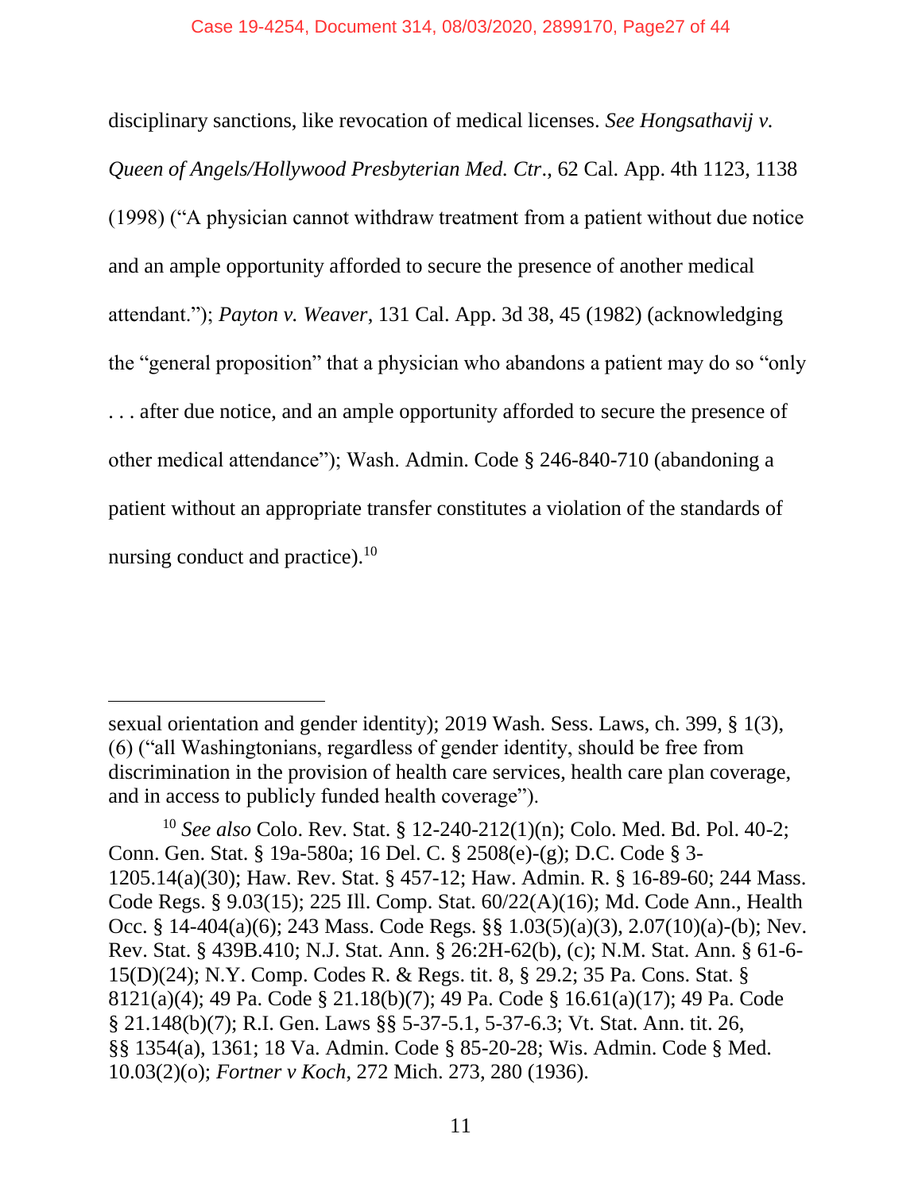disciplinary sanctions, like revocation of medical licenses. *See Hongsathavij v. Queen of Angels/Hollywood Presbyterian Med. Ctr*., 62 Cal. App. 4th 1123, 1138 (1998) ("A physician cannot withdraw treatment from a patient without due notice and an ample opportunity afforded to secure the presence of another medical attendant."); *Payton v. Weaver*, 131 Cal. App. 3d 38, 45 (1982) (acknowledging the "general proposition" that a physician who abandons a patient may do so "only . . . after due notice, and an ample opportunity afforded to secure the presence of other medical attendance"); Wash. Admin. Code § 246-840-710 (abandoning a patient without an appropriate transfer constitutes a violation of the standards of nursing conduct and practice).[10]

---

sexual orientation and gender identity); 2019 Wash. Sess. Laws, ch. 399, § 1(3), (6) ("all Washingtonians, regardless of gender identity, should be free from discrimination in the provision of health care services, health care plan coverage, and in access to publicly funded health coverage").

[10] *See also* Colo. Rev. Stat. § 12-240-212(1)(n); Colo. Med. Bd. Pol. 40-2; Conn. Gen. Stat. § 19a-580a; 16 Del. C. § 2508(e)-(g); D.C. Code § 3-1205.14(a)(30); Haw. Rev. Stat. § 457-12; Haw. Admin. R. § 16-89-60; 244 Mass. Code Regs. § 9.03(15); 225 Ill. Comp. Stat. 60/22(A)(16); Md. Code Ann., Health Occ. § 14-404(a)(6); 243 Mass. Code Regs. §§ 1.03(5)(a)(3), 2.07(10)(a)-(b); Nev. Rev. Stat. § 439B.410; N.J. Stat. Ann. § 26:2H-62(b), (c); N.M. Stat. Ann. § 61-6-15(D)(24); N.Y. Comp. Codes R. & Regs. tit. 8, § 29.2; 35 Pa. Cons. Stat. § 8121(a)(4); 49 Pa. Code § 21.18(b)(7); 49 Pa. Code § 16.61(a)(17); 49 Pa. Code § 21.148(b)(7); R.I. Gen. Laws §§ 5-37-5.1, 5-37-6.3; Vt. Stat. Ann. tit. 26, §§ 1354(a), 1361; 18 Va. Admin. Code § 85-20-28; Wis. Admin. Code § Med. 10.03(2)(o); *Fortner v Koch*, 272 Mich. 273, 280 (1936).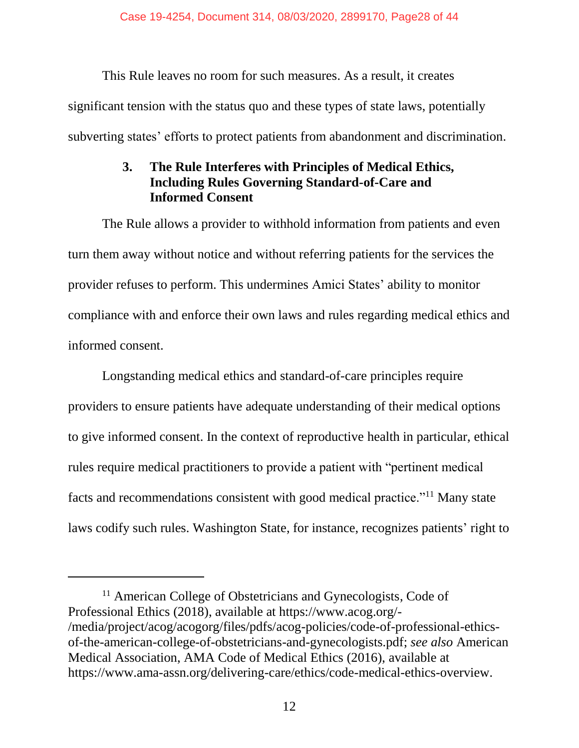This Rule leaves no room for such measures. As a result, it creates significant tension with the status quo and these types of state laws, potentially subverting states' efforts to protect patients from abandonment and discrimination.

### 3. The Rule Interferes with Principles of Medical Ethics, Including Rules Governing Standard-of-Care and Informed Consent

The Rule allows a provider to withhold information from patients and even turn them away without notice and without referring patients for the services the provider refuses to perform. This undermines Amici States' ability to monitor compliance with and enforce their own laws and rules regarding medical ethics and informed consent.

Longstanding medical ethics and standard-of-care principles require providers to ensure patients have adequate understanding of their medical options to give informed consent. In the context of reproductive health in particular, ethical rules require medical practitioners to provide a patient with "pertinent medical facts and recommendations consistent with good medical practice."[11] Many state laws codify such rules. Washington State, for instance, recognizes patients' right to

---

[11] American College of Obstetricians and Gynecologists, Code of Professional Ethics (2018), available at https://www.acog.org/-/media/project/acog/acogorg/files/pdfs/acog-policies/code-of-professional-ethics-of-the-american-college-of-obstetricians-and-gynecologists.pdf; *see also* American Medical Association, AMA Code of Medical Ethics (2016), available at https://www.ama-assn.org/delivering-care/ethics/code-medical-ethics-overview.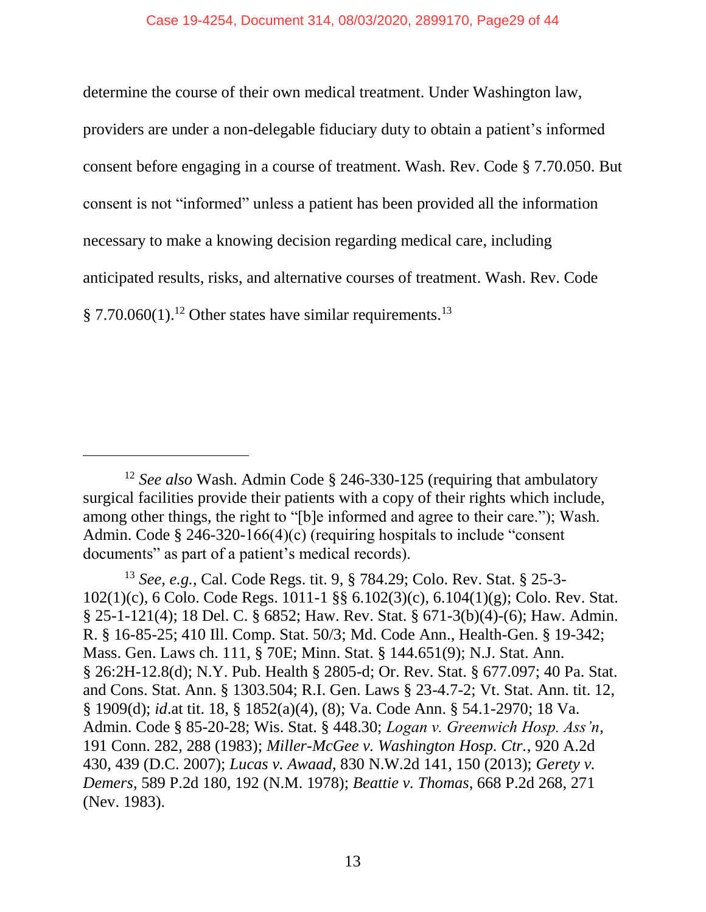determine the course of their own medical treatment. Under Washington law, providers are under a non-delegable fiduciary duty to obtain a patient's informed consent before engaging in a course of treatment. Wash. Rev. Code § 7.70.050. But consent is not "informed" unless a patient has been provided all the information necessary to make a knowing decision regarding medical care, including anticipated results, risks, and alternative courses of treatment. Wash. Rev. Code § 7.70.060(1).[12] Other states have similar requirements.[13]

---

[12] *See also* Wash. Admin Code § 246-330-125 (requiring that ambulatory surgical facilities provide their patients with a copy of their rights which include, among other things, the right to "[b]e informed and agree to their care."); Wash. Admin. Code § 246-320-166(4)(c) (requiring hospitals to include "consent documents" as part of a patient's medical records).

[13] *See, e.g.*, Cal. Code Regs. tit. 9, § 784.29; Colo. Rev. Stat. § 25-3-102(1)(c), 6 Colo. Code Regs. 1011-1 §§ 6.102(3)(c), 6.104(1)(g); Colo. Rev. Stat. § 25-1-121(4); 18 Del. C. § 6852; Haw. Rev. Stat. § 671-3(b)(4)-(6); Haw. Admin. R. § 16-85-25; 410 Ill. Comp. Stat. 50/3; Md. Code Ann., Health-Gen. § 19-342; Mass. Gen. Laws ch. 111, § 70E; Minn. Stat. § 144.651(9); N.J. Stat. Ann. § 26:2H-12.8(d); N.Y. Pub. Health § 2805-d; Or. Rev. Stat. § 677.097; 40 Pa. Stat. and Cons. Stat. Ann. § 1303.504; R.I. Gen. Laws § 23-4.7-2; Vt. Stat. Ann. tit. 12, § 1909(d); *id*.at tit. 18, § 1852(a)(4), (8); Va. Code Ann. § 54.1-2970; 18 Va. Admin. Code § 85-20-28; Wis. Stat. § 448.30; *Logan v. Greenwich Hosp. Ass'n*, 191 Conn. 282, 288 (1983); *Miller-McGee v. Washington Hosp. Ctr.*, 920 A.2d 430, 439 (D.C. 2007); *Lucas v. Awaad*, 830 N.W.2d 141, 150 (2013); *Gerety v. Demers*, 589 P.2d 180, 192 (N.M. 1978); *Beattie v. Thomas*, 668 P.2d 268, 271 (Nev. 1983).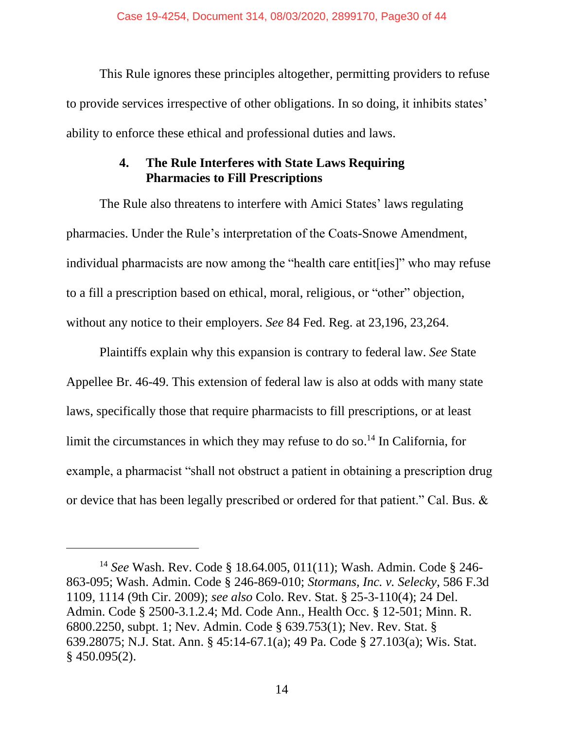This Rule ignores these principles altogether, permitting providers to refuse to provide services irrespective of other obligations. In so doing, it inhibits states' ability to enforce these ethical and professional duties and laws.

#### 4. The Rule Interferes with State Laws Requiring Pharmacies to Fill Prescriptions

The Rule also threatens to interfere with Amici States' laws regulating pharmacies. Under the Rule's interpretation of the Coats-Snowe Amendment, individual pharmacists are now among the "health care entit[ies]" who may refuse to a fill a prescription based on ethical, moral, religious, or "other" objection, without any notice to their employers. *See* 84 Fed. Reg. at 23,196, 23,264.

Plaintiffs explain why this expansion is contrary to federal law. *See* State Appellee Br. 46-49. This extension of federal law is also at odds with many state laws, specifically those that require pharmacists to fill prescriptions, or at least limit the circumstances in which they may refuse to do so.[14] In California, for example, a pharmacist "shall not obstruct a patient in obtaining a prescription drug or device that has been legally prescribed or ordered for that patient." Cal. Bus. &

---

[14] *See* Wash. Rev. Code § 18.64.005, 011(11); Wash. Admin. Code § 246-863-095; Wash. Admin. Code § 246-869-010; *Stormans, Inc. v. Selecky*, 586 F.3d 1109, 1114 (9th Cir. 2009); *see also* Colo. Rev. Stat. § 25-3-110(4); 24 Del. Admin. Code § 2500-3.1.2.4; Md. Code Ann., Health Occ. § 12-501; Minn. R. 6800.2250, subpt. 1; Nev. Admin. Code § 639.753(1); Nev. Rev. Stat. § 639.28075; N.J. Stat. Ann. § 45:14-67.1(a); 49 Pa. Code § 27.103(a); Wis. Stat. § 450.095(2).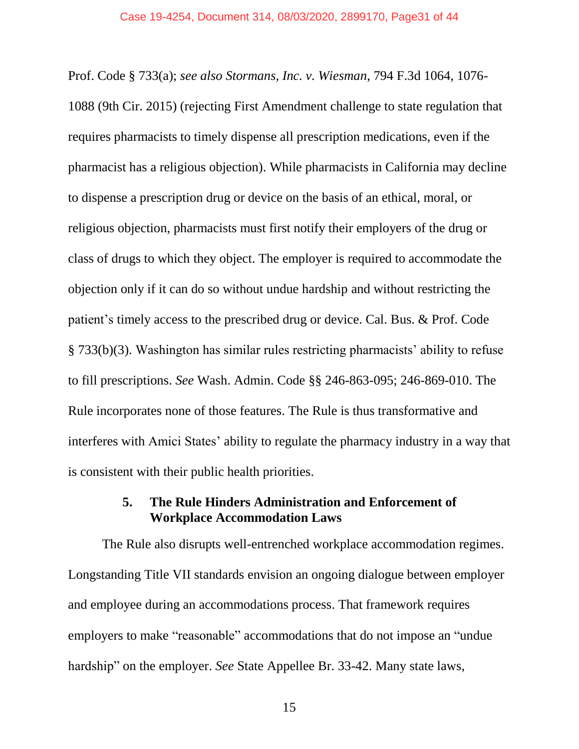Prof. Code § 733(a); *see also Stormans, Inc. v. Wiesman*, 794 F.3d 1064, 1076-1088 (9th Cir. 2015) (rejecting First Amendment challenge to state regulation that requires pharmacists to timely dispense all prescription medications, even if the pharmacist has a religious objection). While pharmacists in California may decline to dispense a prescription drug or device on the basis of an ethical, moral, or religious objection, pharmacists must first notify their employers of the drug or class of drugs to which they object. The employer is required to accommodate the objection only if it can do so without undue hardship and without restricting the patient's timely access to the prescribed drug or device. Cal. Bus. & Prof. Code § 733(b)(3). Washington has similar rules restricting pharmacists' ability to refuse to fill prescriptions. *See* Wash. Admin. Code §§ 246-863-095; 246-869-010. The Rule incorporates none of those features. The Rule is thus transformative and interferes with Amici States' ability to regulate the pharmacy industry in a way that is consistent with their public health priorities.

#### 5. The Rule Hinders Administration and Enforcement of Workplace Accommodation Laws

The Rule also disrupts well-entrenched workplace accommodation regimes. Longstanding Title VII standards envision an ongoing dialogue between employer and employee during an accommodations process. That framework requires employers to make "reasonable" accommodations that do not impose an "undue hardship" on the employer. *See* State Appellee Br. 33-42. Many state laws,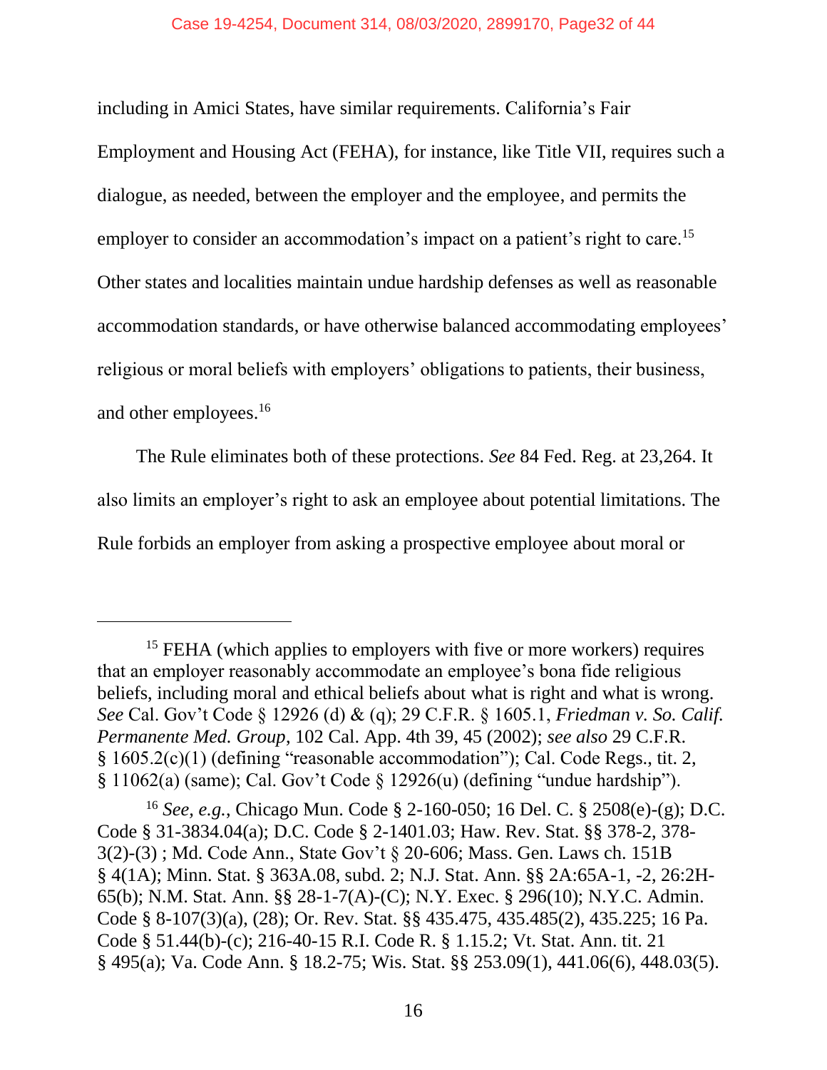including in Amici States, have similar requirements. California's Fair Employment and Housing Act (FEHA), for instance, like Title VII, requires such a dialogue, as needed, between the employer and the employee, and permits the employer to consider an accommodation's impact on a patient's right to care.[15] Other states and localities maintain undue hardship defenses as well as reasonable accommodation standards, or have otherwise balanced accommodating employees' religious or moral beliefs with employers' obligations to patients, their business, and other employees.[16]

The Rule eliminates both of these protections. *See* 84 Fed. Reg. at 23,264. It also limits an employer's right to ask an employee about potential limitations. The Rule forbids an employer from asking a prospective employee about moral or

---

[15] FEHA (which applies to employers with five or more workers) requires that an employer reasonably accommodate an employee's bona fide religious beliefs, including moral and ethical beliefs about what is right and what is wrong. *See* Cal. Gov't Code § 12926 (d) & (q); 29 C.F.R. § 1605.1, *Friedman v. So. Calif. Permanente Med. Group*, 102 Cal. App. 4th 39, 45 (2002); *see also* 29 C.F.R. § 1605.2(c)(1) (defining "reasonable accommodation"); Cal. Code Regs., tit. 2, § 11062(a) (same); Cal. Gov't Code § 12926(u) (defining "undue hardship").

[16] *See, e.g.*, Chicago Mun. Code § 2-160-050; 16 Del. C. § 2508(e)-(g); D.C. Code § 31-3834.04(a); D.C. Code § 2-1401.03; Haw. Rev. Stat. §§ 378-2, 378-3(2)-(3) ; Md. Code Ann., State Gov't § 20-606; Mass. Gen. Laws ch. 151B § 4(1A); Minn. Stat. § 363A.08, subd. 2; N.J. Stat. Ann. §§ 2A:65A-1, -2, 26:2H-65(b); N.M. Stat. Ann. §§ 28-1-7(A)-(C); N.Y. Exec. § 296(10); N.Y.C. Admin. Code § 8-107(3)(a), (28); Or. Rev. Stat. §§ 435.475, 435.485(2), 435.225; 16 Pa. Code § 51.44(b)-(c); 216-40-15 R.I. Code R. § 1.15.2; Vt. Stat. Ann. tit. 21 § 495(a); Va. Code Ann. § 18.2-75; Wis. Stat. §§ 253.09(1), 441.06(6), 448.03(5).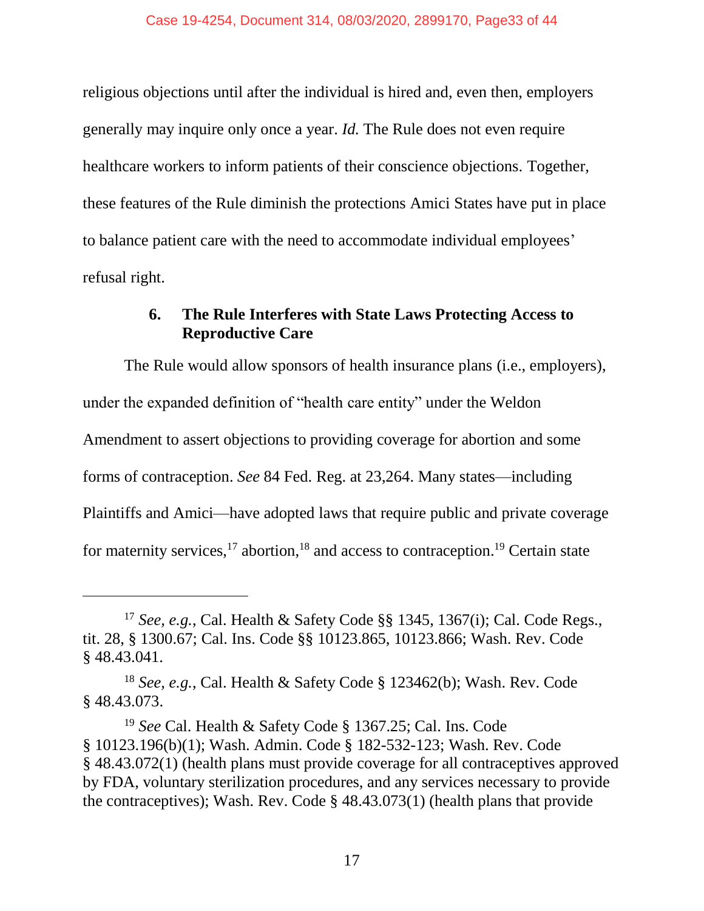religious objections until after the individual is hired and, even then, employers generally may inquire only once a year. *Id.* The Rule does not even require healthcare workers to inform patients of their conscience objections. Together, these features of the Rule diminish the protections Amici States have put in place to balance patient care with the need to accommodate individual employees' refusal right.

### 6. The Rule Interferes with State Laws Protecting Access to Reproductive Care

The Rule would allow sponsors of health insurance plans (i.e., employers), under the expanded definition of "health care entity" under the Weldon Amendment to assert objections to providing coverage for abortion and some forms of contraception. *See* 84 Fed. Reg. at 23,264. Many states—including Plaintiffs and Amici—have adopted laws that require public and private coverage for maternity services,[17] abortion,[18] and access to contraception.[19] Certain state

---

[17] *See, e.g.*, Cal. Health & Safety Code §§ 1345, 1367(i); Cal. Code Regs., tit. 28, § 1300.67; Cal. Ins. Code §§ 10123.865, 10123.866; Wash. Rev. Code § 48.43.041.

[18] *See, e.g.*, Cal. Health & Safety Code § 123462(b); Wash. Rev. Code § 48.43.073.

[19] *See* Cal. Health & Safety Code § 1367.25; Cal. Ins. Code § 10123.196(b)(1); Wash. Admin. Code § 182-532-123; Wash. Rev. Code § 48.43.072(1) (health plans must provide coverage for all contraceptives approved by FDA, voluntary sterilization procedures, and any services necessary to provide the contraceptives); Wash. Rev. Code § 48.43.073(1) (health plans that provide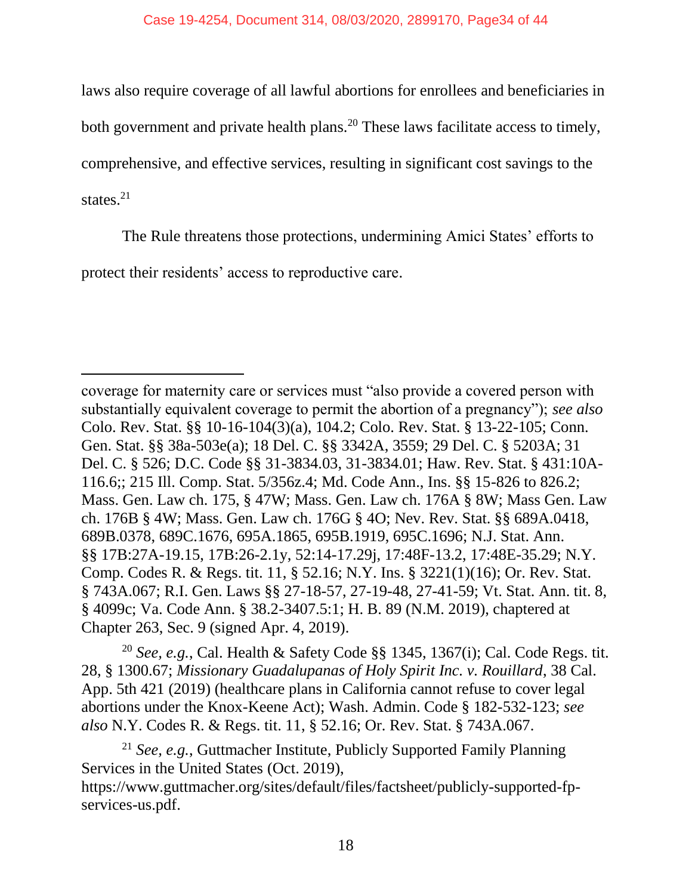laws also require coverage of all lawful abortions for enrollees and beneficiaries in both government and private health plans.[20] These laws facilitate access to timely, comprehensive, and effective services, resulting in significant cost savings to the states.[21]

The Rule threatens those protections, undermining Amici States' efforts to protect their residents' access to reproductive care.

---

coverage for maternity care or services must "also provide a covered person with substantially equivalent coverage to permit the abortion of a pregnancy"); *see also* Colo. Rev. Stat. §§ 10-16-104(3)(a), 104.2; Colo. Rev. Stat. § 13-22-105; Conn. Gen. Stat. §§ 38a-503e(a); 18 Del. C. §§ 3342A, 3559; 29 Del. C. § 5203A; 31 Del. C. § 526; D.C. Code §§ 31-3834.03, 31-3834.01; Haw. Rev. Stat. § 431:10A-116.6;; 215 Ill. Comp. Stat. 5/356z.4; Md. Code Ann., Ins. §§ 15-826 to 826.2; Mass. Gen. Law ch. 175, § 47W; Mass. Gen. Law ch. 176A § 8W; Mass Gen. Law ch. 176B § 4W; Mass. Gen. Law ch. 176G § 4O; Nev. Rev. Stat. §§ 689A.0418, 689B.0378, 689C.1676, 695A.1865, 695B.1919, 695C.1696; N.J. Stat. Ann. §§ 17B:27A-19.15, 17B:26-2.1y, 52:14-17.29j, 17:48F-13.2, 17:48E-35.29; N.Y. Comp. Codes R. & Regs. tit. 11, § 52.16; N.Y. Ins. § 3221(1)(16); Or. Rev. Stat. § 743A.067; R.I. Gen. Laws §§ 27-18-57, 27-19-48, 27-41-59; Vt. Stat. Ann. tit. 8, § 4099c; Va. Code Ann. § 38.2-3407.5:1; H. B. 89 (N.M. 2019), chaptered at Chapter 263, Sec. 9 (signed Apr. 4, 2019).

[20] *See, e.g.*, Cal. Health & Safety Code §§ 1345, 1367(i); Cal. Code Regs. tit. 28, § 1300.67; *Missionary Guadalupanas of Holy Spirit Inc. v. Rouillard*, 38 Cal. App. 5th 421 (2019) (healthcare plans in California cannot refuse to cover legal abortions under the Knox-Keene Act); Wash. Admin. Code § 182-532-123; *see also* N.Y. Codes R. & Regs. tit. 11, § 52.16; Or. Rev. Stat. § 743A.067.

[21] *See, e.g.*, Guttmacher Institute, Publicly Supported Family Planning Services in the United States (Oct. 2019), https://www.guttmacher.org/sites/default/files/factsheet/publicly-supported-fp-services-us.pdf.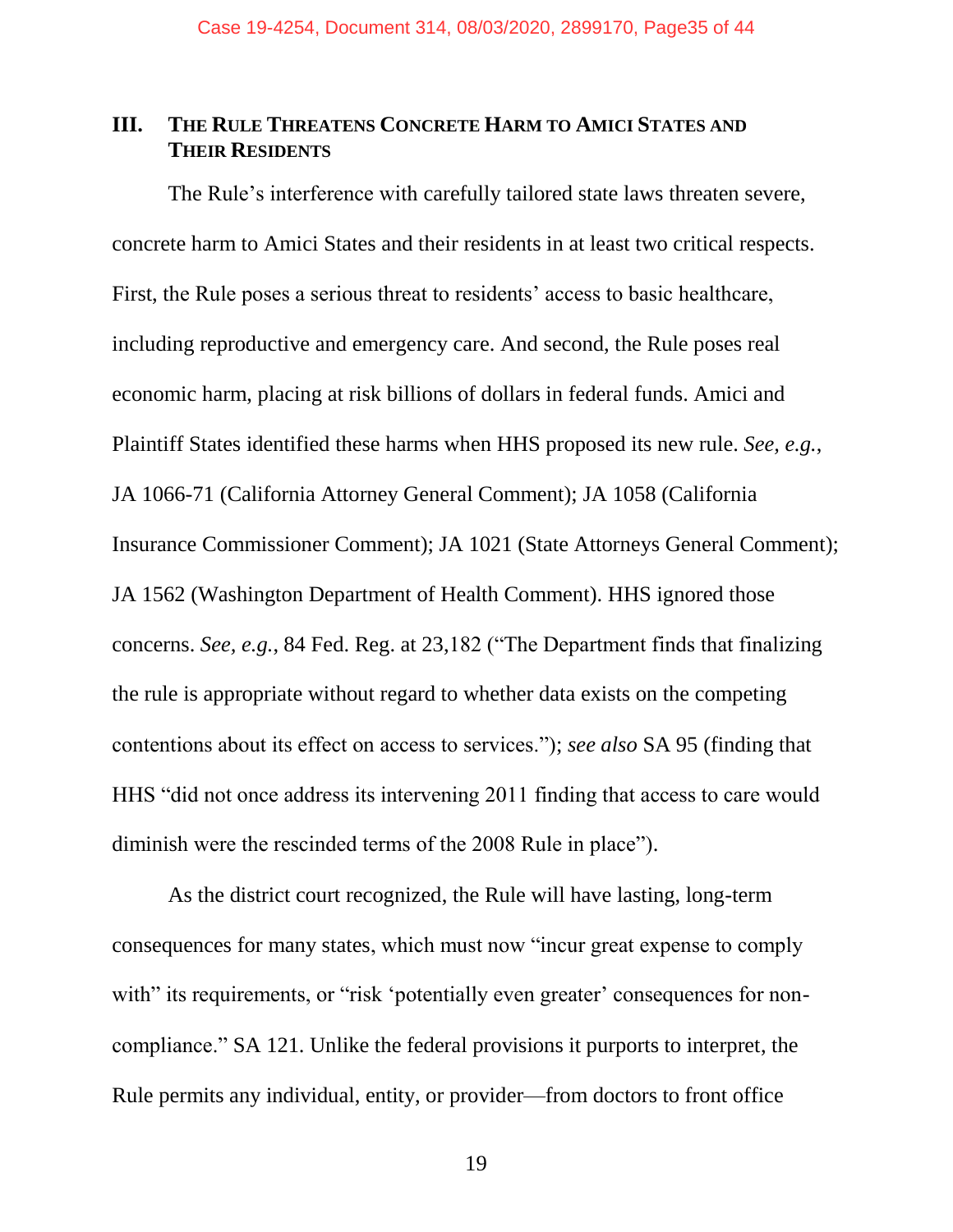## III. THE RULE THREATENS CONCRETE HARM TO AMICI STATES AND THEIR RESIDENTS

The Rule's interference with carefully tailored state laws threaten severe, concrete harm to Amici States and their residents in at least two critical respects. First, the Rule poses a serious threat to residents' access to basic healthcare, including reproductive and emergency care. And second, the Rule poses real economic harm, placing at risk billions of dollars in federal funds. Amici and Plaintiff States identified these harms when HHS proposed its new rule. *See, e.g.*, JA 1066-71 (California Attorney General Comment); JA 1058 (California Insurance Commissioner Comment); JA 1021 (State Attorneys General Comment); JA 1562 (Washington Department of Health Comment). HHS ignored those concerns. *See, e.g.*, 84 Fed. Reg. at 23,182 ("The Department finds that finalizing the rule is appropriate without regard to whether data exists on the competing contentions about its effect on access to services."); *see also* SA 95 (finding that HHS "did not once address its intervening 2011 finding that access to care would diminish were the rescinded terms of the 2008 Rule in place").

As the district court recognized, the Rule will have lasting, long-term consequences for many states, which must now "incur great expense to comply with" its requirements, or "risk 'potentially even greater' consequences for non-compliance." SA 121. Unlike the federal provisions it purports to interpret, the Rule permits any individual, entity, or provider—from doctors to front office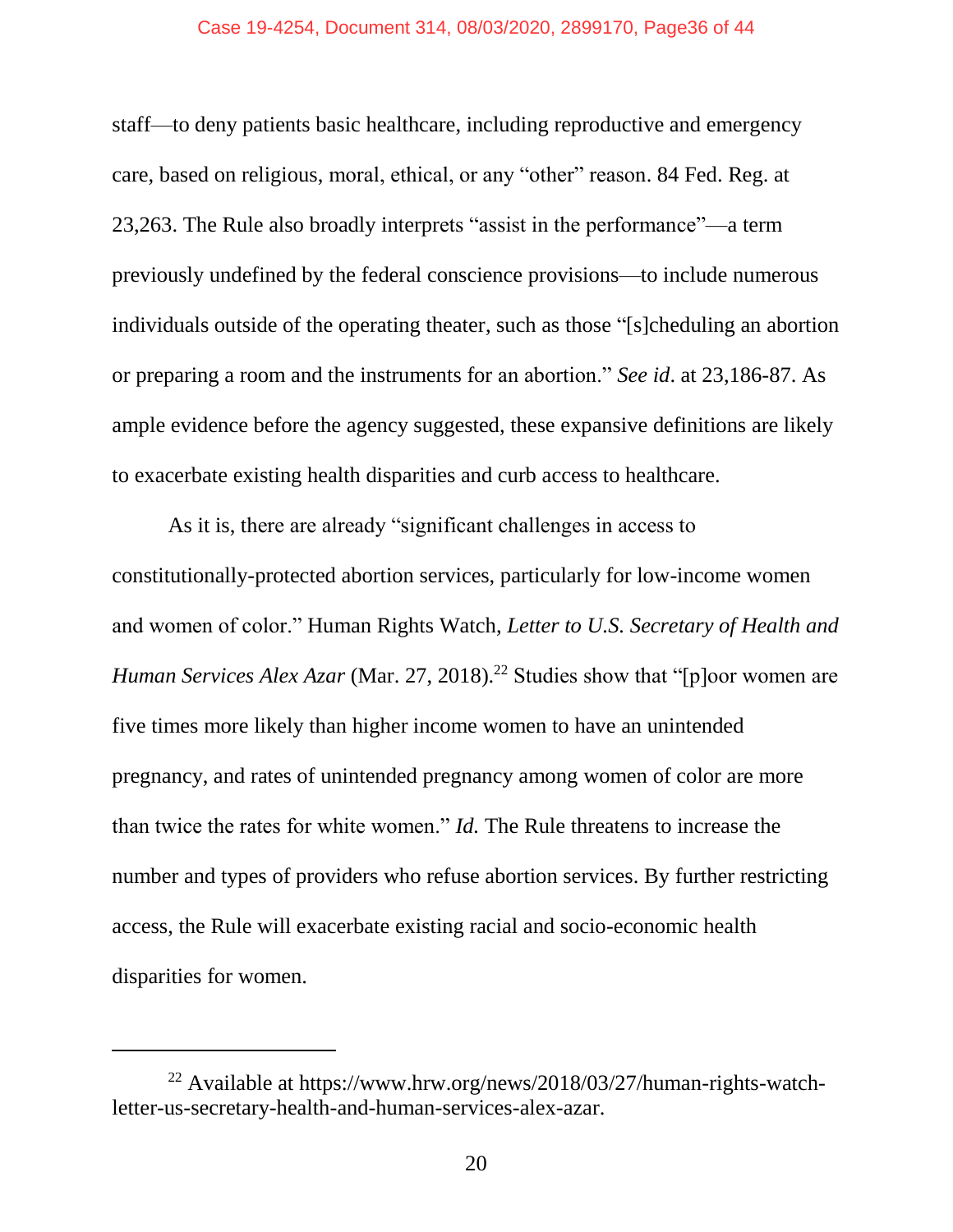staff—to deny patients basic healthcare, including reproductive and emergency care, based on religious, moral, ethical, or any "other" reason. 84 Fed. Reg. at 23,263. The Rule also broadly interprets "assist in the performance"—a term previously undefined by the federal conscience provisions—to include numerous individuals outside of the operating theater, such as those "[s]cheduling an abortion or preparing a room and the instruments for an abortion." *See id*. at 23,186-87. As ample evidence before the agency suggested, these expansive definitions are likely to exacerbate existing health disparities and curb access to healthcare.

As it is, there are already "significant challenges in access to constitutionally-protected abortion services, particularly for low-income women and women of color." Human Rights Watch, *Letter to U.S. Secretary of Health and Human Services Alex Azar* (Mar. 27, 2018).[22] Studies show that "[p]oor women are five times more likely than higher income women to have an unintended pregnancy, and rates of unintended pregnancy among women of color are more than twice the rates for white women." *Id.* The Rule threatens to increase the number and types of providers who refuse abortion services. By further restricting access, the Rule will exacerbate existing racial and socio-economic health disparities for women.

---

[22] Available at https://www.hrw.org/news/2018/03/27/human-rights-watch-letter-us-secretary-health-and-human-services-alex-azar.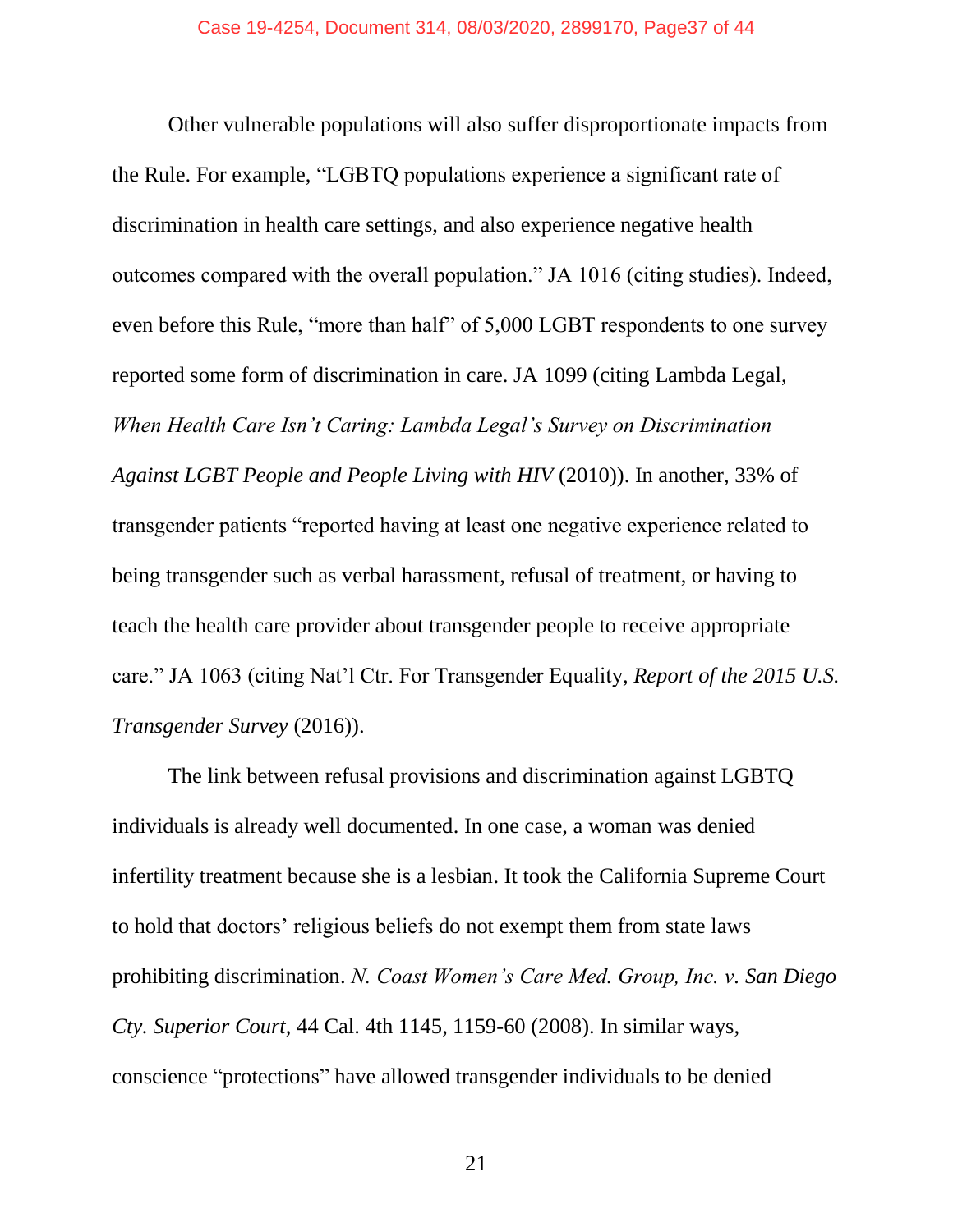Other vulnerable populations will also suffer disproportionate impacts from the Rule. For example, "LGBTQ populations experience a significant rate of discrimination in health care settings, and also experience negative health outcomes compared with the overall population." JA 1016 (citing studies). Indeed, even before this Rule, "more than half" of 5,000 LGBT respondents to one survey reported some form of discrimination in care. JA 1099 (citing Lambda Legal, *When Health Care Isn't Caring: Lambda Legal's Survey on Discrimination Against LGBT People and People Living with HIV* (2010)). In another, 33% of transgender patients "reported having at least one negative experience related to being transgender such as verbal harassment, refusal of treatment, or having to teach the health care provider about transgender people to receive appropriate care." JA 1063 (citing Nat'l Ctr. For Transgender Equality, *Report of the 2015 U.S. Transgender Survey* (2016)).

The link between refusal provisions and discrimination against LGBTQ individuals is already well documented. In one case, a woman was denied infertility treatment because she is a lesbian. It took the California Supreme Court to hold that doctors' religious beliefs do not exempt them from state laws prohibiting discrimination. *N. Coast Women's Care Med. Group, Inc. v. San Diego Cty. Superior Court*, 44 Cal. 4th 1145, 1159-60 (2008). In similar ways, conscience "protections" have allowed transgender individuals to be denied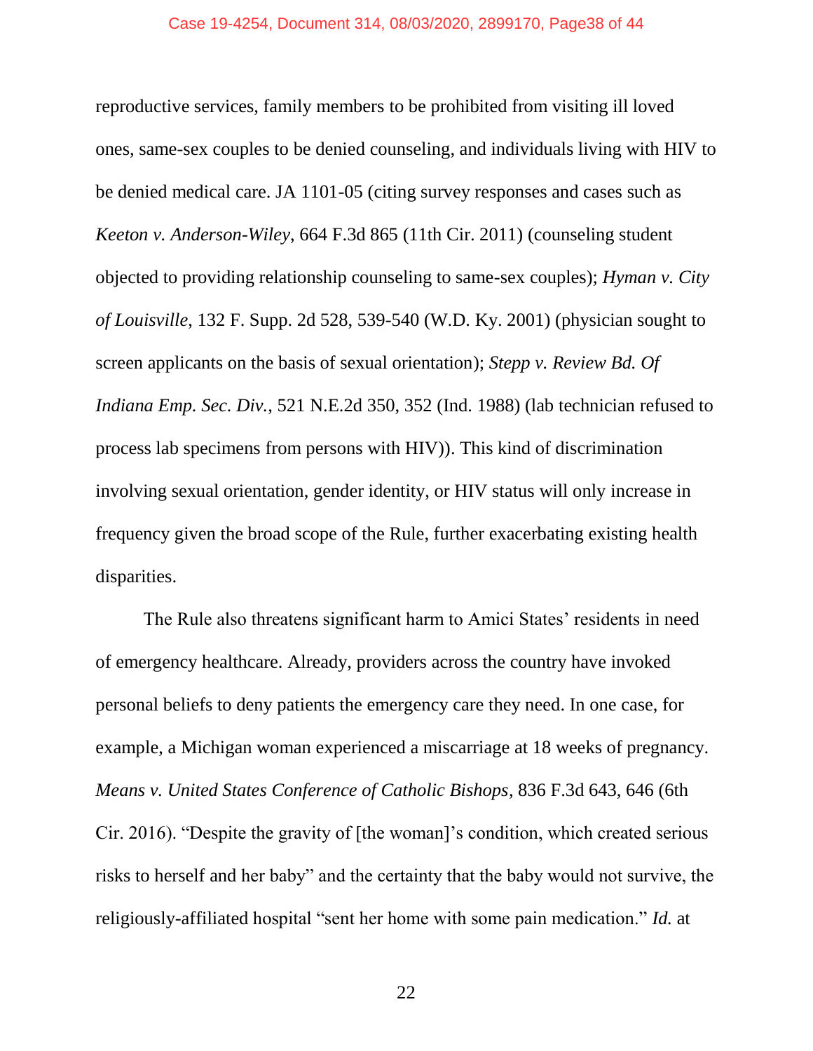reproductive services, family members to be prohibited from visiting ill loved ones, same-sex couples to be denied counseling, and individuals living with HIV to be denied medical care. JA 1101-05 (citing survey responses and cases such as *Keeton v. Anderson-Wiley*, 664 F.3d 865 (11th Cir. 2011) (counseling student objected to providing relationship counseling to same-sex couples); *Hyman v. City of Louisville*, 132 F. Supp. 2d 528, 539-540 (W.D. Ky. 2001) (physician sought to screen applicants on the basis of sexual orientation); *Stepp v. Review Bd. Of Indiana Emp. Sec. Div.*, 521 N.E.2d 350, 352 (Ind. 1988) (lab technician refused to process lab specimens from persons with HIV)). This kind of discrimination involving sexual orientation, gender identity, or HIV status will only increase in frequency given the broad scope of the Rule, further exacerbating existing health disparities.

The Rule also threatens significant harm to Amici States' residents in need of emergency healthcare. Already, providers across the country have invoked personal beliefs to deny patients the emergency care they need. In one case, for example, a Michigan woman experienced a miscarriage at 18 weeks of pregnancy. *Means v. United States Conference of Catholic Bishops*, 836 F.3d 643, 646 (6th Cir. 2016). "Despite the gravity of [the woman]'s condition, which created serious risks to herself and her baby" and the certainty that the baby would not survive, the religiously-affiliated hospital "sent her home with some pain medication." *Id.* at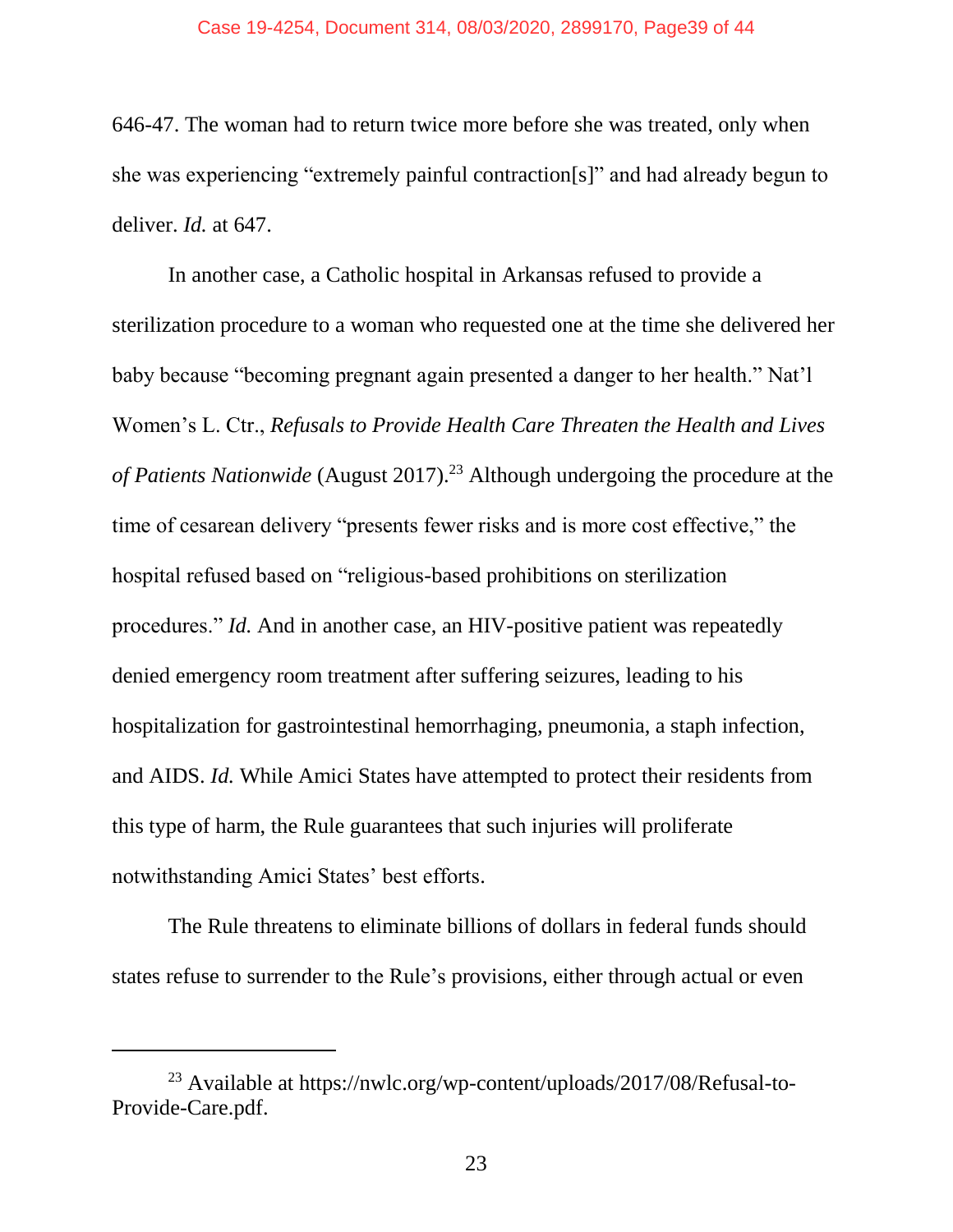646-47. The woman had to return twice more before she was treated, only when she was experiencing "extremely painful contraction[s]" and had already begun to deliver. *Id.* at 647.

In another case, a Catholic hospital in Arkansas refused to provide a sterilization procedure to a woman who requested one at the time she delivered her baby because "becoming pregnant again presented a danger to her health." Nat'l Women's L. Ctr., *Refusals to Provide Health Care Threaten the Health and Lives of Patients Nationwide* (August 2017).[23] Although undergoing the procedure at the time of cesarean delivery "presents fewer risks and is more cost effective," the hospital refused based on "religious-based prohibitions on sterilization procedures." *Id.* And in another case, an HIV-positive patient was repeatedly denied emergency room treatment after suffering seizures, leading to his hospitalization for gastrointestinal hemorrhaging, pneumonia, a staph infection, and AIDS. *Id.* While Amici States have attempted to protect their residents from this type of harm, the Rule guarantees that such injuries will proliferate notwithstanding Amici States' best efforts.

The Rule threatens to eliminate billions of dollars in federal funds should states refuse to surrender to the Rule's provisions, either through actual or even

---

[23] Available at https://nwlc.org/wp-content/uploads/2017/08/Refusal-to-Provide-Care.pdf.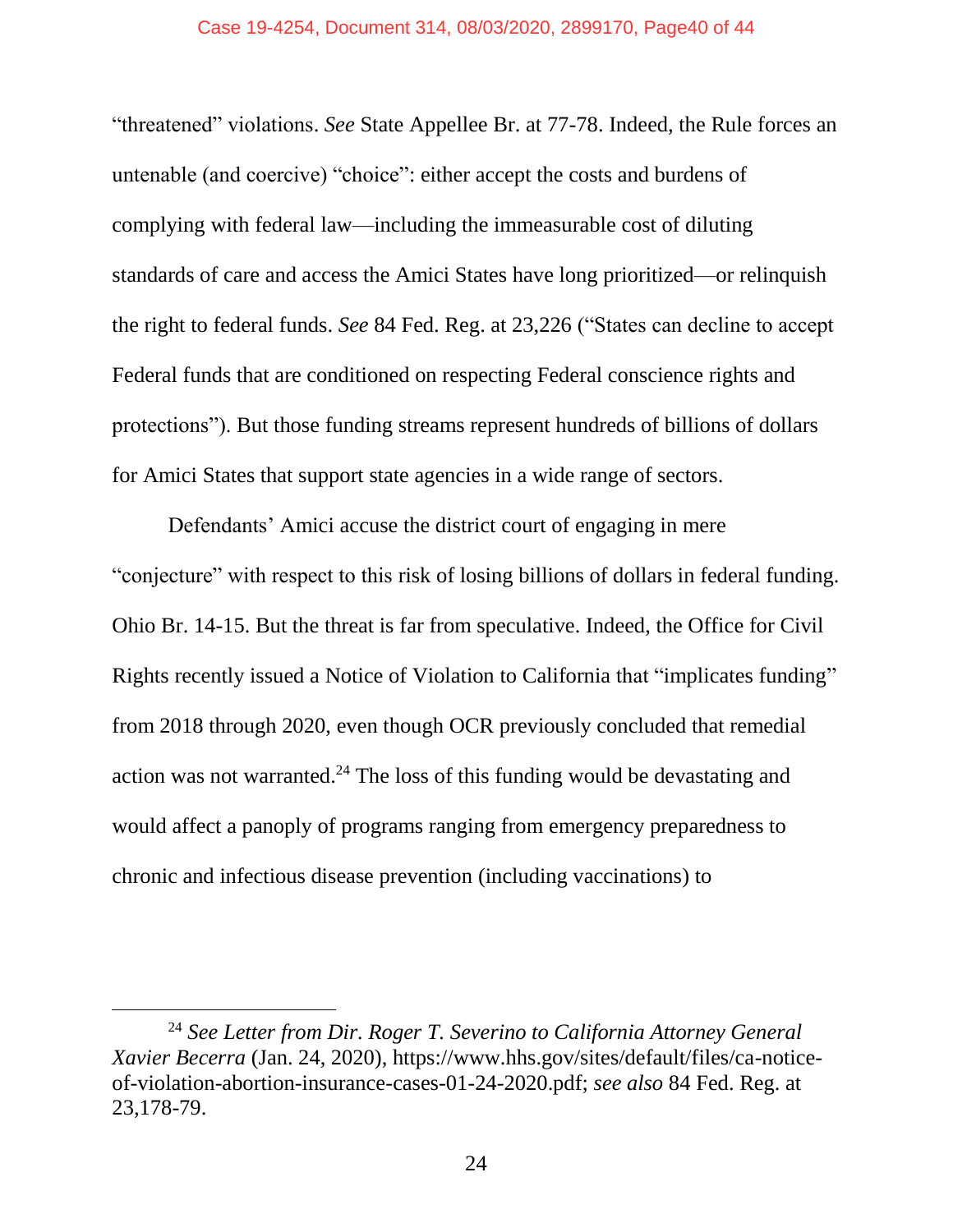"threatened" violations. *See* State Appellee Br. at 77-78. Indeed, the Rule forces an untenable (and coercive) "choice": either accept the costs and burdens of complying with federal law—including the immeasurable cost of diluting standards of care and access the Amici States have long prioritized—or relinquish the right to federal funds. *See* 84 Fed. Reg. at 23,226 ("States can decline to accept Federal funds that are conditioned on respecting Federal conscience rights and protections"). But those funding streams represent hundreds of billions of dollars for Amici States that support state agencies in a wide range of sectors.

Defendants' Amici accuse the district court of engaging in mere "conjecture" with respect to this risk of losing billions of dollars in federal funding. Ohio Br. 14-15. But the threat is far from speculative. Indeed, the Office for Civil Rights recently issued a Notice of Violation to California that "implicates funding" from 2018 through 2020, even though OCR previously concluded that remedial action was not warranted.[24] The loss of this funding would be devastating and would affect a panoply of programs ranging from emergency preparedness to chronic and infectious disease prevention (including vaccinations) to

---

[24] *See Letter from Dir. Roger T. Severino to California Attorney General Xavier Becerra* (Jan. 24, 2020), https://www.hhs.gov/sites/default/files/ca-notice-of-violation-abortion-insurance-cases-01-24-2020.pdf; *see also* 84 Fed. Reg. at 23,178-79.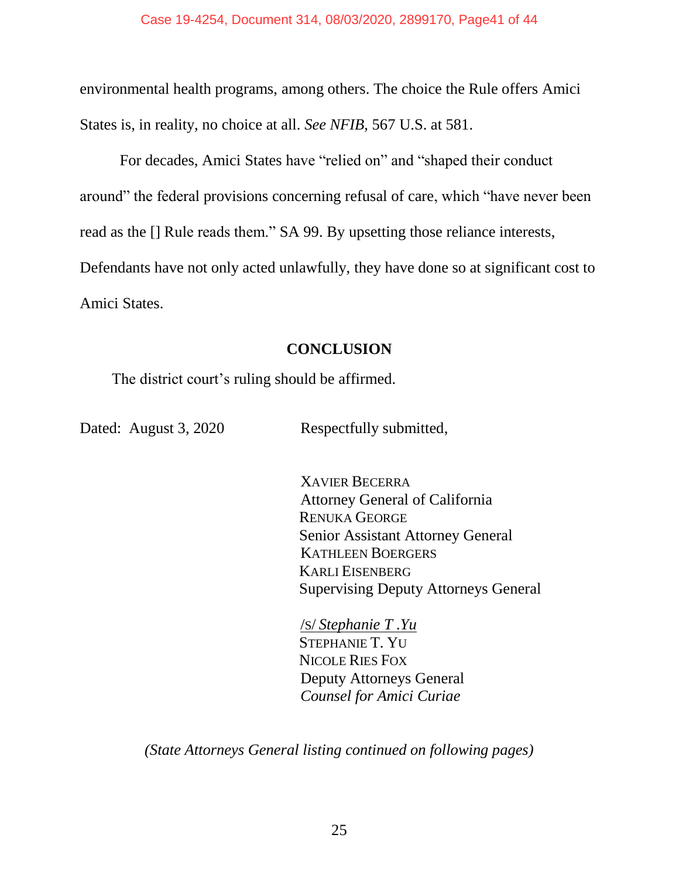environmental health programs, among others. The choice the Rule offers Amici States is, in reality, no choice at all. *See NFIB*, 567 U.S. at 581.

For decades, Amici States have "relied on" and "shaped their conduct around" the federal provisions concerning refusal of care, which "have never been read as the [] Rule reads them." SA 99. By upsetting those reliance interests, Defendants have not only acted unlawfully, they have done so at significant cost to Amici States.

## CONCLUSION

The district court's ruling should be affirmed.

Dated: August 3, 2020

Respectfully submitted,

XAVIER BECERRA
Attorney General of California
RENUKA GEORGE
Senior Assistant Attorney General
KATHLEEN BOERGERS
KARLI EISENBERG
Supervising Deputy Attorneys General

/S/ *Stephanie T .Yu*
STEPHANIE T. YU
NICOLE RIES FOX
Deputy Attorneys General
*Counsel for Amici Curiae*

*(State Attorneys General listing continued on following pages)*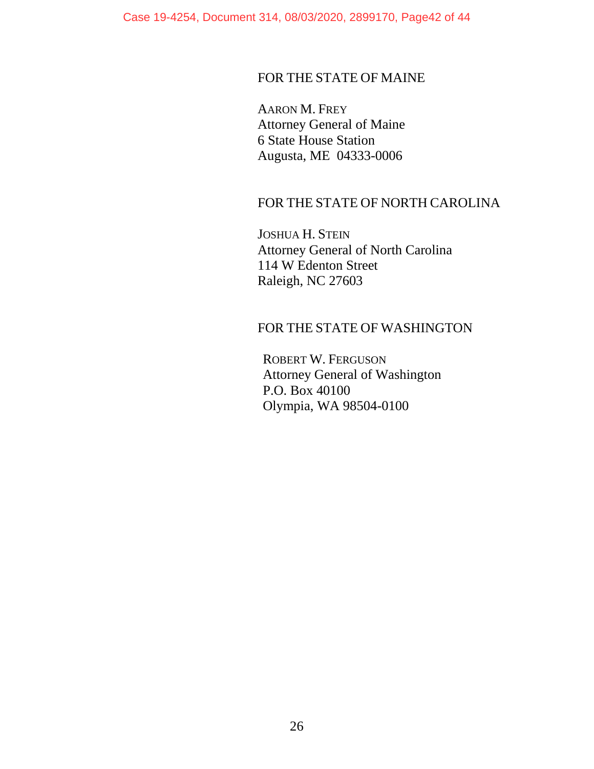FOR THE STATE OF MAINE

AARON M. FREY
Attorney General of Maine
6 State House Station
Augusta, ME 04333-0006

FOR THE STATE OF NORTH CAROLINA

JOSHUA H. STEIN
Attorney General of North Carolina
114 W Edenton Street
Raleigh, NC 27603

FOR THE STATE OF WASHINGTON

ROBERT W. FERGUSON
Attorney General of Washington
P.O. Box 40100
Olympia, WA 98504-0100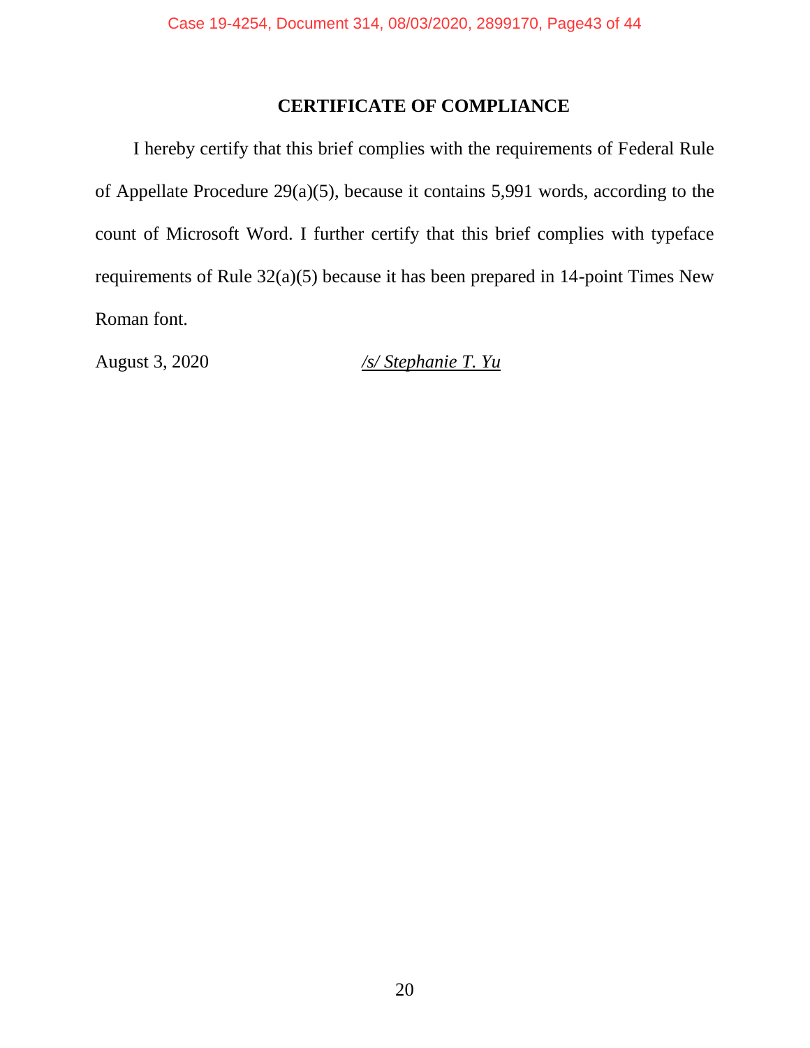## CERTIFICATE OF COMPLIANCE

I hereby certify that this brief complies with the requirements of Federal Rule of Appellate Procedure 29(a)(5), because it contains 5,991 words, according to the count of Microsoft Word. I further certify that this brief complies with typeface requirements of Rule 32(a)(5) because it has been prepared in 14-point Times New Roman font.

August 3, 2020

*/s/ Stephanie T. Yu*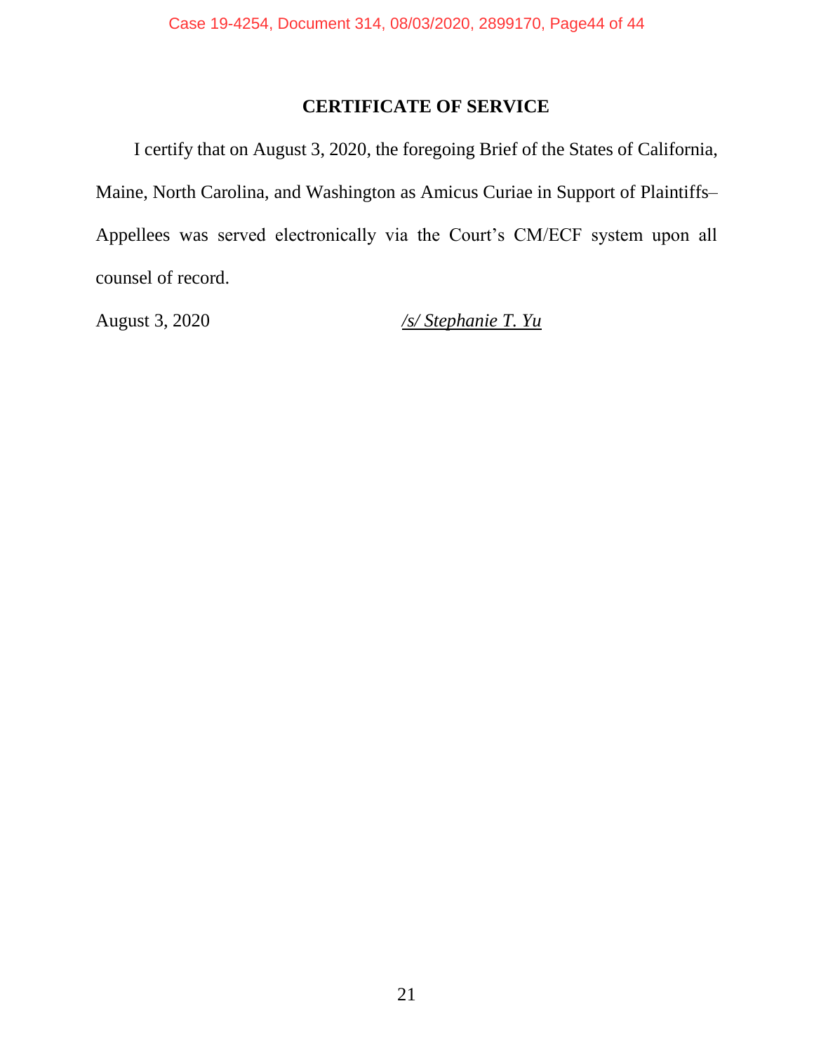# CERTIFICATE OF SERVICE

I certify that on August 3, 2020, the foregoing Brief of the States of California, Maine, North Carolina, and Washington as Amicus Curiae in Support of Plaintiffs–Appellees was served electronically via the Court's CM/ECF system upon all counsel of record.

August 3, 2020 *<u>/s/ Stephanie T. Yu</u>*